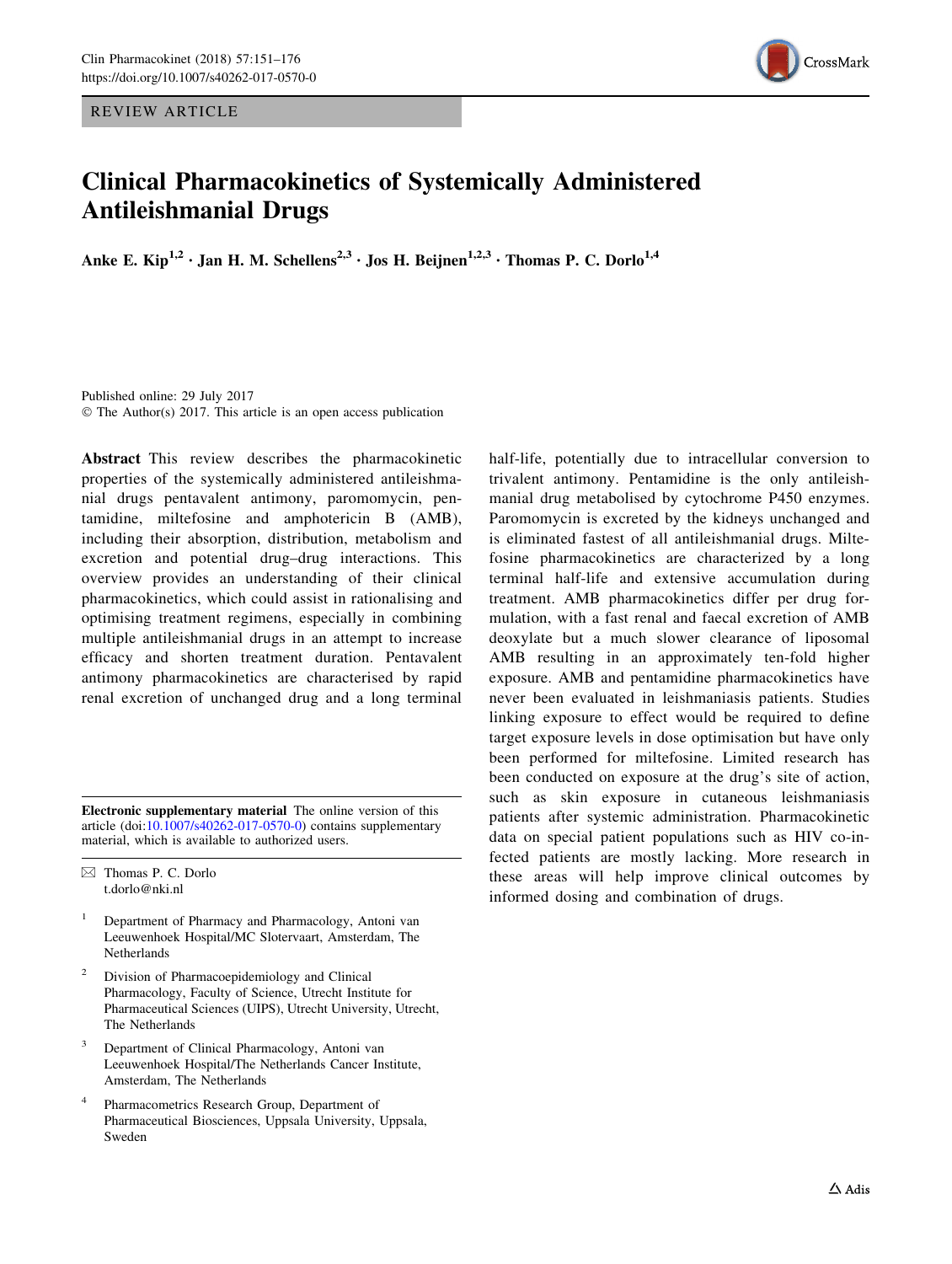REVIEW ARTICLE

# Clinical Pharmacokinetics of Systemically Administered Antileishmanial Drugs

Anke E. Kip[1,2] · Jan H. M. Schellens[2,3] · Jos H. Beijnen[1,2,3] · Thomas P. C. Dorlo[1,4]

Published online: 29 July 2017
© The Author(s) 2017. This article is an open access publication

**Abstract** This review describes the pharmacokinetic properties of the systemically administered antileishmanial drugs pentavalent antimony, paromomycin, pentamidine, miltefosine and amphotericin B (AMB), including their absorption, distribution, metabolism and excretion and potential drug–drug interactions. This overview provides an understanding of their clinical pharmacokinetics, which could assist in rationalising and optimising treatment regimens, especially in combining multiple antileishmanial drugs in an attempt to increase efficacy and shorten treatment duration. Pentavalent antimony pharmacokinetics are characterised by rapid renal excretion of unchanged drug and a long terminal half-life, potentially due to intracellular conversion to trivalent antimony. Pentamidine is the only antileishmanial drug metabolised by cytochrome P450 enzymes. Paromomycin is excreted by the kidneys unchanged and is eliminated fastest of all antileishmanial drugs. Miltefosine pharmacokinetics are characterized by a long terminal half-life and extensive accumulation during treatment. AMB pharmacokinetics differ per drug formulation, with a fast renal and faecal excretion of AMB deoxylate but a much slower clearance of liposomal AMB resulting in an approximately ten-fold higher exposure. AMB and pentamidine pharmacokinetics have never been evaluated in leishmaniasis patients. Studies linking exposure to effect would be required to define target exposure levels in dose optimisation but have only been performed for miltefosine. Limited research has been conducted on exposure at the drug's site of action, such as skin exposure in cutaneous leishmaniasis patients after systemic administration. Pharmacokinetic data on special patient populations such as HIV co-infected patients are mostly lacking. More research in these areas will help improve clinical outcomes by informed dosing and combination of drugs.

**Electronic supplementary material** The online version of this article (doi:10.1007/s40262-017-0570-0) contains supplementary material, which is available to authorized users.

✉ Thomas P. C. Dorlo
t.dorlo@nki.nl

1. Department of Pharmacy and Pharmacology, Antoni van Leeuwenhoek Hospital/MC Slotervaart, Amsterdam, The Netherlands
2. Division of Pharmacoepidemiology and Clinical Pharmacology, Faculty of Science, Utrecht Institute for Pharmaceutical Sciences (UIPS), Utrecht University, Utrecht, The Netherlands
3. Department of Clinical Pharmacology, Antoni van Leeuwenhoek Hospital/The Netherlands Cancer Institute, Amsterdam, The Netherlands
4. Pharmacometrics Research Group, Department of Pharmaceutical Biosciences, Uppsala University, Uppsala, Sweden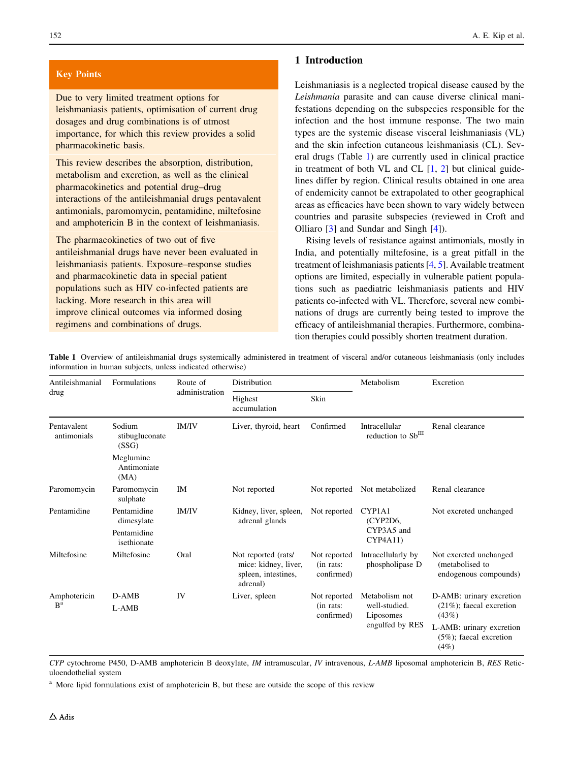## Key Points

Due to very limited treatment options for leishmaniasis patients, optimisation of current drug dosages and drug combinations is of utmost importance, for which this review provides a solid pharmacokinetic basis.

This review describes the absorption, distribution, metabolism and excretion, as well as the clinical pharmacokinetics and potential drug–drug interactions of the antileishmanial drugs pentavalent antimonials, paromomycin, pentamidine, miltefosine and amphotericin B in the context of leishmaniasis.

The pharmacokinetics of two out of five antileishmanial drugs have never been evaluated in leishmaniasis patients. Exposure–response studies and pharmacokinetic data in special patient populations such as HIV co-infected patients are lacking. More research in this area will improve clinical outcomes via informed dosing regimens and combinations of drugs.

## 1 Introduction

Leishmaniasis is a neglected tropical disease caused by the *Leishmania* parasite and can cause diverse clinical manifestations depending on the subspecies responsible for the infection and the host immune response. The two main types are the systemic disease visceral leishmaniasis (VL) and the skin infection cutaneous leishmaniasis (CL). Several drugs (Table 1) are currently used in clinical practice in treatment of both VL and CL [1, 2] but clinical guidelines differ by region. Clinical results obtained in one area of endemicity cannot be extrapolated to other geographical areas as efficacies have been shown to vary widely between countries and parasite subspecies (reviewed in Croft and Olliaro [3] and Sundar and Singh [4]).

Rising levels of resistance against antimonials, mostly in India, and potentially miltefosine, is a great pitfall in the treatment of leishmaniasis patients [4, 5]. Available treatment options are limited, especially in vulnerable patient populations such as paediatric leishmaniasis patients and HIV patients co-infected with VL. Therefore, several new combinations of drugs are currently being tested to improve the efficacy of antileishmanial therapies. Furthermore, combination therapies could possibly shorten treatment duration.

**Table 1** Overview of antileishmanial drugs systemically administered in treatment of visceral and/or cutaneous leishmaniasis (only includes information in human subjects, unless indicated otherwise)

| Antileishmanial drug | Formulations | Route of administration | Distribution | | Metabolism | Excretion |
|---|---|---|---|---|---|---|
| | | | Highest accumulation | Skin | | |
| Pentavalent antimonials | Sodium stibugluconate (SSG)<br>Meglumine Antimoniate (MA) | IM/IV | Liver, thyroid, heart | Confirmed | Intracellular reduction to $Sb^{III}$ | Renal clearance |
| Paromomycin | Paromomycin sulphate | IM | Not reported | Not reported | Not metabolized | Renal clearance |
| Pentamidine | Pentamidine dimesylate<br>Pentamidine isethionate | IM/IV | Kidney, liver, spleen, adrenal glands | Not reported | CYP1A1 (CYP2D6, CYP3A5 and CYP4A11) | Not excreted unchanged |
| Miltefosine | Miltefosine | Oral | Not reported (rats/mice: kidney, liver, spleen, intestines, adrenal) | Not reported (in rats: confirmed) | Intracellularly by phospholipase D | Not excreted unchanged (metabolised to endogenous compounds) |
| Amphotericin B[a] | D-AMB<br>L-AMB | IV | Liver, spleen | Not reported (in rats: confirmed) | Metabolism not well-studied. Liposomes engulfed by RES | D-AMB: urinary excretion (21%); faecal excretion (43%)<br>L-AMB: urinary excretion (5%); faecal excretion (4%) |

*CYP* cytochrome P450, D-AMB amphotericin B deoxylate, *IM* intramuscular, *IV* intravenous, *L-AMB* liposomal amphotericin B, *RES* Reticuloendothelial system

[a] More lipid formulations exist of amphotericin B, but these are outside the scope of this review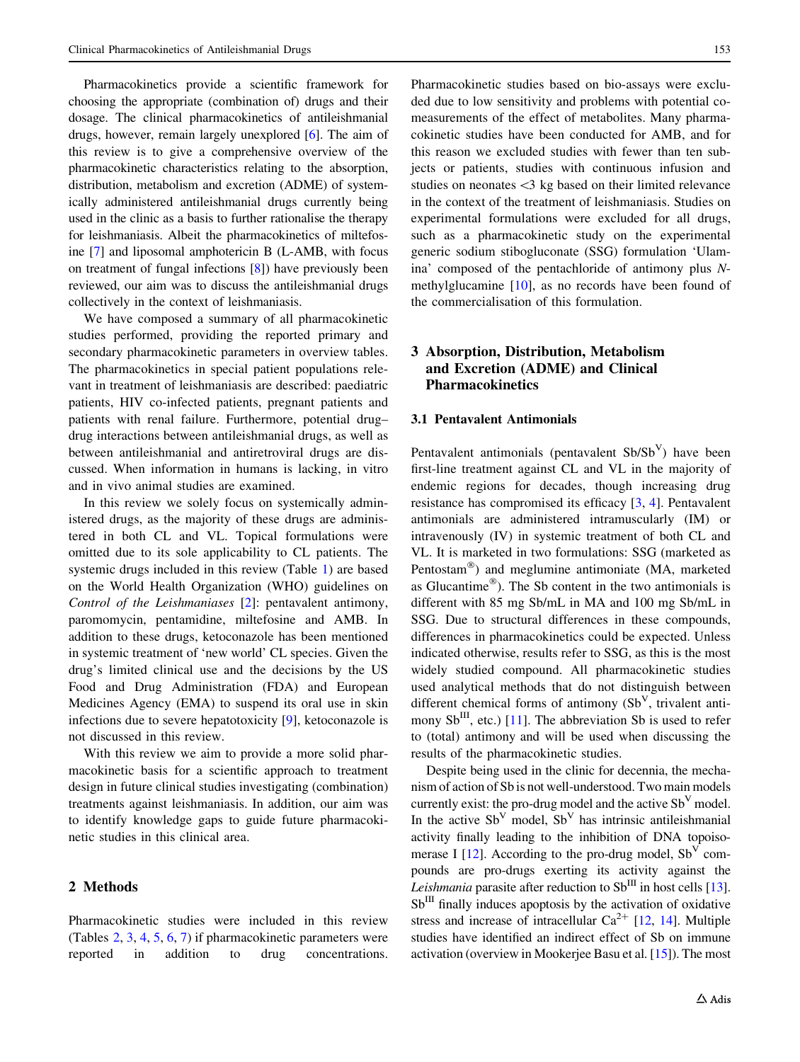Pharmacokinetics provide a scientific framework for choosing the appropriate (combination of) drugs and their dosage. The clinical pharmacokinetics of antileishmanial drugs, however, remain largely unexplored [6]. The aim of this review is to give a comprehensive overview of the pharmacokinetic characteristics relating to the absorption, distribution, metabolism and excretion (ADME) of systemically administered antileishmanial drugs currently being used in the clinic as a basis to further rationalise the therapy for leishmaniasis. Albeit the pharmacokinetics of miltefosine [7] and liposomal amphotericin B (L-AMB, with focus on treatment of fungal infections [8]) have previously been reviewed, our aim was to discuss the antileishmanial drugs collectively in the context of leishmaniasis.

We have composed a summary of all pharmacokinetic studies performed, providing the reported primary and secondary pharmacokinetic parameters in overview tables. The pharmacokinetics in special patient populations relevant in treatment of leishmaniasis are described: paediatric patients, HIV co-infected patients, pregnant patients and patients with renal failure. Furthermore, potential drug–drug interactions between antileishmanial drugs, as well as between antileishmanial and antiretroviral drugs are discussed. When information in humans is lacking, in vitro and in vivo animal studies are examined.

In this review we solely focus on systemically administered drugs, as the majority of these drugs are administered in both CL and VL. Topical formulations were omitted due to its sole applicability to CL patients. The systemic drugs included in this review (Table 1) are based on the World Health Organization (WHO) guidelines on *Control of the Leishmaniases* [2]: pentavalent antimony, paromomycin, pentamidine, miltefosine and AMB. In addition to these drugs, ketoconazole has been mentioned in systemic treatment of 'new world' CL species. Given the drug's limited clinical use and the decisions by the US Food and Drug Administration (FDA) and European Medicines Agency (EMA) to suspend its oral use in skin infections due to severe hepatotoxicity [9], ketoconazole is not discussed in this review.

With this review we aim to provide a more solid pharmacokinetic basis for a scientific approach to treatment design in future clinical studies investigating (combination) treatments against leishmaniasis. In addition, our aim was to identify knowledge gaps to guide future pharmacokinetic studies in this clinical area.

## 2 Methods

Pharmacokinetic studies were included in this review (Tables 2, 3, 4, 5, 6, 7) if pharmacokinetic parameters were reported in addition to drug concentrations. Pharmacokinetic studies based on bio-assays were excluded due to low sensitivity and problems with potential co-measurements of the effect of metabolites. Many pharmacokinetic studies have been conducted for AMB, and for this reason we excluded studies with fewer than ten subjects or patients, studies with continuous infusion and studies on neonates <3 kg based on their limited relevance in the context of the treatment of leishmaniasis. Studies on experimental formulations were excluded for all drugs, such as a pharmacokinetic study on the experimental generic sodium stibogluconate (SSG) formulation 'Ulamina' composed of the pentachloride of antimony plus *N*-methylglucamine [10], as no records have been found of the commercialisation of this formulation.

## 3 Absorption, Distribution, Metabolism and Excretion (ADME) and Clinical Pharmacokinetics

### 3.1 Pentavalent Antimonials

Pentavalent antimonials (pentavalent $Sb/Sb^{V}$) have been first-line treatment against CL and VL in the majority of endemic regions for decades, though increasing drug resistance has compromised its efficacy [3, 4]. Pentavalent antimonials are administered intramuscularly (IM) or intravenously (IV) in systemic treatment of both CL and VL. It is marketed in two formulations: SSG (marketed as Pentostam®) and meglumine antimoniate (MA, marketed as Glucantime®). The Sb content in the two antimonials is different with 85 mg Sb/mL in MA and 100 mg Sb/mL in SSG. Due to structural differences in these compounds, differences in pharmacokinetics could be expected. Unless indicated otherwise, results refer to SSG, as this is the most widely studied compound. All pharmacokinetic studies used analytical methods that do not distinguish between different chemical forms of antimony ($Sb^{V}$, trivalent antimony $Sb^{III}$, etc.) [11]. The abbreviation Sb is used to refer to (total) antimony and will be used when discussing the results of the pharmacokinetic studies.

Despite being used in the clinic for decennia, the mechanism of action of Sb is not well-understood. Two main models currently exist: the pro-drug model and the active $Sb^{V}$ model. In the active $Sb^{V}$ model, $Sb^{V}$ has intrinsic antileishmanial activity finally leading to the inhibition of DNA topoisomerase I [12]. According to the pro-drug model, $Sb^{V}$ compounds are pro-drugs exerting its activity against the *Leishmania* parasite after reduction to $Sb^{III}$ in host cells [13]. $Sb^{III}$ finally induces apoptosis by the activation of oxidative stress and increase of intracellular $Ca^{2+}$ [12, 14]. Multiple studies have identified an indirect effect of Sb on immune activation (overview in Mookerjee Basu et al. [15]). The most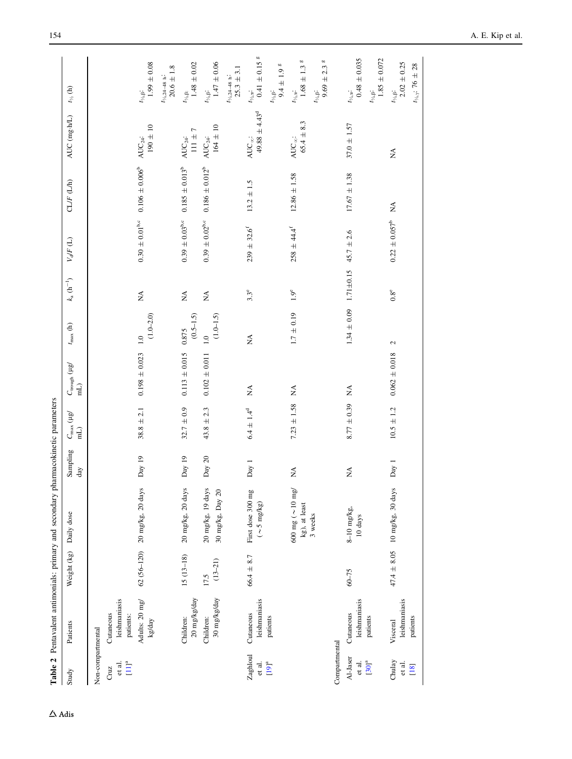**Table 2** Pentavalent antimonials: primary and secondary pharmacokinetic parameters

| Study | Patients | Weight (kg) | Daily dose | Sampling day | $C_{max}$ (µg/mL) | $C_{trough}$ (µg/mL) | $t_{max}$ (h) | $k_a$ ($h^{-1}$) | $V_d/F$ (L) | CL/F (L/h) | AUC (mg·h/L) | $t_{½}$ (h) |
|---|---|---|---|---|---|---|---|---|---|---|---|---|
| Non-compartmental | | | | | | | | | | | | |
| Cruz et al. [11][a] | Cutaneous leishmaniasis patients: | | | | | | | | | | | |
| | Adults: 20 mg/kg/day | 62 (56–120) | 20 mg/kg, 20 days | Day 19 | 38.8 ± 2.1 | 0.198 ± 0.023 | 1.0 (1.0–2.0) | NA | 0.30 ± 0.01[b,c] | 0.106 ± 0.006[b] | $AUC_{24}$: 190 ± 10 | $t_{½,β}$: 1.99 ± 0.08; $t_{½,24–48\ h}$: 20.6 ± 1.8 |
| | Children: 20 mg/kg/day | 15 (13–18) | 20 mg/kg, 20 days | Day 19 | 32.7 ± 0.9 | 0.113 ± 0.015 | 0.875 (0.5–1.5) | NA | 0.39 ± 0.03[b,c] | 0.185 ± 0.013[b] | $AUC_{24}$: 111 ± 7 | $t_{½,β}$: 1.48 ± 0.02 |
| | Children: 30 mg/kg/day | 17.5 (13–21) | 20 mg/kg, 19 days; 30 mg/kg, Day 20 | Day 20 | 43.8 ± 2.3 | 0.102 ± 0.011 | 1.0 (1.0–1.5) | NA | 0.39 ± 0.02[b,c] | 0.186 ± 0.012[b] | $AUC_{24}$: 164 ± 10 | $t_{½,β}$: 1.47 ± 0.06; $t_{½,24–48\ h}$: 25.3 ± 3.1 |
| Zaghloul et al. [19][a] | Cutaneous leishmaniasis patients | 66.4 ± 8.7 | First dose 300 mg (~5 mg/kg) | Day 1 | 6.4 ± 1.4[d] | NA | NA | 3.3[e] | 239 ± 32.6[f] | 13.2 ± 1.5 | $AUC_{\infty}$: 49.88 ± 4.43[d] | $t_{½,α}$: 0.41 ± 0.15[g]; $t_{½,β}$: 9.4 ± 1.9[g] |
| | | | 600 mg (~10 mg/kg), at least 3 weeks | NA | 7.23 ± 1.58 | NA | 1.7 ± 0.19 | 1.9[e] | 258 ± 44.4[f] | 12.86 ± 1.58 | $AUC_{\infty}$: 65.4 ± 8.3 | $t_{½,α}$: 1.68 ± 1.3[g]; $t_{½,β}$: 9.69 ± 2.3[g] |
| Compartmental | | | | | | | | | | | | |
| Al-Jaser et al. [30][a] | Cutaneous leishmaniasis patients | 60–75 | 8–10 mg/kg, 10 days | NA | 8.77 ± 0.39 | NA | 1.34 ± 0.09 | 1.71±0.15 | 45.7 ± 2.6 | 17.67 ± 1.38 | 37.0 ± 1.57 | $t_{½,α}$: 0.48 ± 0.035; $t_{½,β}$: 1.85 ± 0.072 |
| Chulay et al. [18] | Visceral leishmaniasis patients | 47.4 ± 8.05 | 10 mg/kg, 30 days | Day 1 | 10.5 ± 1.2 | 0.062 ± 0.018 | 2 | 0.8[e] | 0.22 ± 0.057[b] | NA | NA | $t_{½,β}$: 2.02 ± 0.25; $t_{½,γ}$: 76 ± 28 |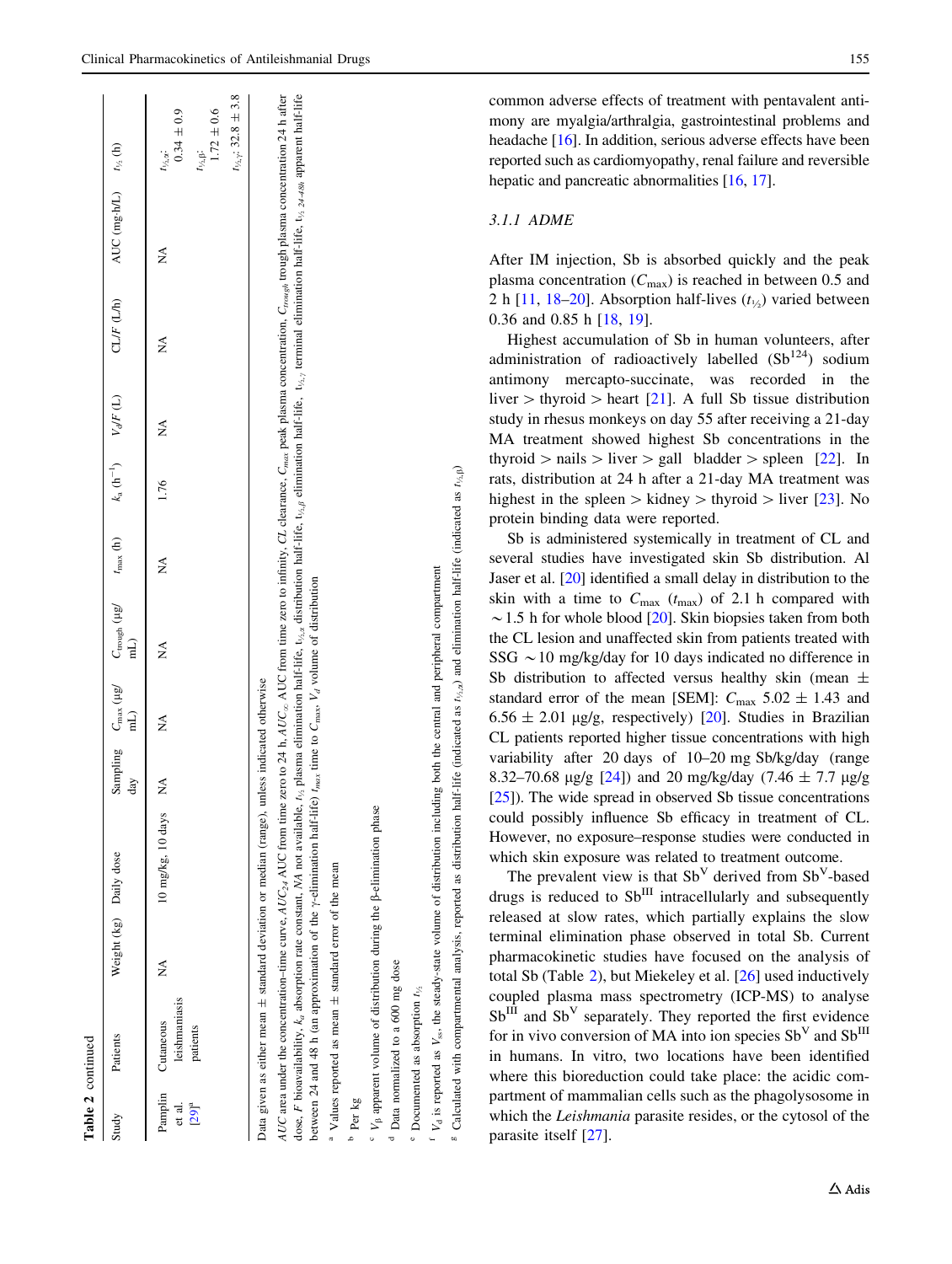**Table 2** continued

| Study | Patients | Weight (kg) | Daily dose | Sampling day | $C_{max}$ (μg/mL) | $C_{trough}$ (μg/mL) | $t_{max}$ (h) | $k_a$ ($h^{-1}$) | $V_d/F$ (L) | CL/F (L/h) | AUC (mg·h/L) | $t_{½}$ (h) |
|---|---|---|---|---|---|---|---|---|---|---|---|---|
| Pamplin et al. [29][a] | Cutaneous leishmaniasis patients | NA | 10 mg/kg, 10 days | NA | NA | NA | NA | 1.76 | NA | NA | NA | $t_{½,α}$: 0.34 ± 0.9; $t_{½,β}$: 1.72 ± 0.6; $t_{½,γ}$: 32.8 ± 3.8 |

Data given as either mean ± standard deviation or median (range), unless indicated otherwise

*AUC* area under the concentration–time curve, $AUC_{24}$ AUC from time zero to 24 h, $AUC_{\infty}$ AUC from time zero to infinity, *CL* clearance, $C_{max}$ peak plasma concentration, $C_{trough}$ trough plasma concentration 24 h after dose, *F* bioavailability, $k_a$ absorption rate constant, *NA* not available, $t_{½}$ plasma elimination half-life, $t_{½,α}$ distribution half-life, $t_{½,β}$ elimination half-life, $t_{½,γ}$ terminal elimination half-life, $t_{½\ 24\text{–}48h}$ apparent half-life between 24 and 48 h (an approximation of the γ-elimination half-life) $t_{max}$ time to $C_{max}$, $V_d$ volume of distribution

[a] Values reported as mean ± standard error of the mean

[b] Per kg

[c] $V_{\beta}$ apparent volume of distribution during the β-elimination phase

[d] Data normalized to a 600 mg dose

[e] Documented as absorption $t_{½}$

[f] $V_d$ is reported as $V_{ss}$, the steady-state volume of distribution including both the central and peripheral compartment

[g] Calculated with compartmental analysis, reported as distribution half-life (indicated as $t_{½,α}$) and elimination half-life (indicated as $t_{½,β}$)

common adverse effects of treatment with pentavalent antimony are myalgia/arthralgia, gastrointestinal problems and headache [16]. In addition, serious adverse effects have been reported such as cardiomyopathy, renal failure and reversible hepatic and pancreatic abnormalities [16, 17].

### 3.1.1 ADME

After IM injection, Sb is absorbed quickly and the peak plasma concentration ($C_{max}$) is reached in between 0.5 and 2 h [11, 18–20]. Absorption half-lives ($t_{½}$) varied between 0.36 and 0.85 h [18, 19].

Highest accumulation of Sb in human volunteers, after administration of radioactively labelled ($Sb^{124}$) sodium antimony mercapto-succinate, was recorded in the liver > thyroid > heart [21]. A full Sb tissue distribution study in rhesus monkeys on day 55 after receiving a 21-day MA treatment showed highest Sb concentrations in the thyroid > nails > liver > gall bladder > spleen [22]. In rats, distribution at 24 h after a 21-day MA treatment was highest in the spleen > kidney > thyroid > liver [23]. No protein binding data were reported.

Sb is administered systemically in treatment of CL and several studies have investigated skin Sb distribution. Al Jaser et al. [20] identified a small delay in distribution to the skin with a time to $C_{max}$ ($t_{max}$) of 2.1 h compared with ~1.5 h for whole blood [20]. Skin biopsies taken from both the CL lesion and unaffected skin from patients treated with SSG ~10 mg/kg/day for 10 days indicated no difference in Sb distribution to affected versus healthy skin (mean ± standard error of the mean [SEM]: $C_{max}$ 5.02 ± 1.43 and 6.56 ± 2.01 μg/g, respectively) [20]. Studies in Brazilian CL patients reported higher tissue concentrations with high variability after 20 days of 10–20 mg Sb/kg/day (range 8.32–70.68 μg/g [24]) and 20 mg/kg/day (7.46 ± 7.7 μg/g [25]). The wide spread in observed Sb tissue concentrations could possibly influence Sb efficacy in treatment of CL. However, no exposure–response studies were conducted in which skin exposure was related to treatment outcome.

The prevalent view is that $Sb^{V}$ derived from $Sb^{V}$-based drugs is reduced to $Sb^{III}$ intracellularly and subsequently released at slow rates, which partially explains the slow terminal elimination phase observed in total Sb. Current pharmacokinetic studies have focused on the analysis of total Sb (Table 2), but Miekeley et al. [26] used inductively coupled plasma mass spectrometry (ICP-MS) to analyse $Sb^{III}$ and $Sb^{V}$ separately. They reported the first evidence for in vivo conversion of MA into ion species $Sb^{V}$ and $Sb^{III}$ in humans. In vitro, two locations have been identified where this bioreduction could take place: the acidic compartment of mammalian cells such as the phagolysosome in which the *Leishmania* parasite resides, or the cytosol of the parasite itself [27].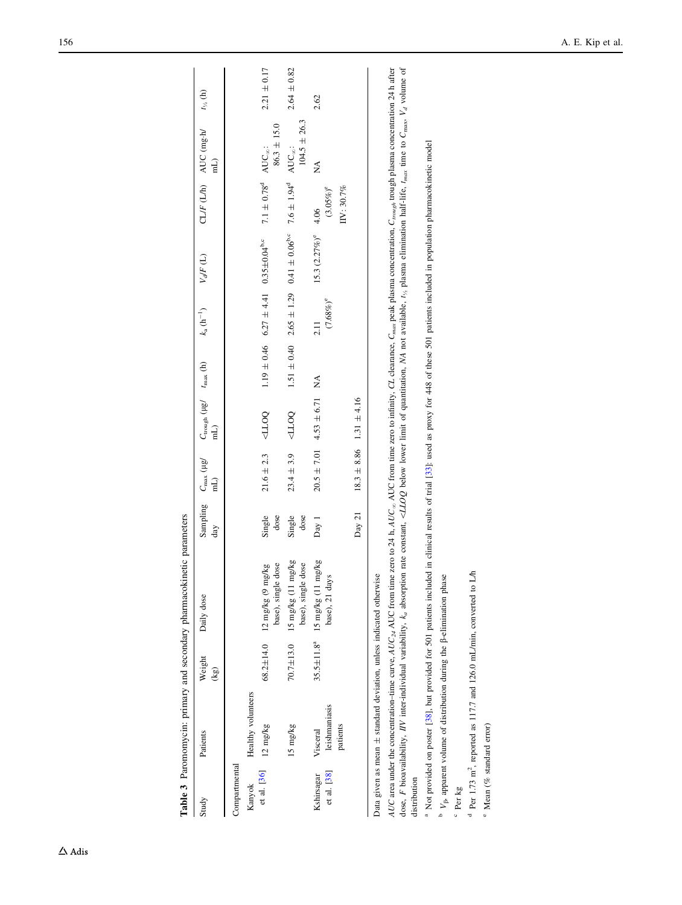**Table 3** Paromomycin: primary and secondary pharmacokinetic parameters

| Study | Patients | Weight (kg) | Daily dose | Sampling day | $C_{max}$ (μg/mL) | $C_{trough}$ (μg/mL) | $t_{max}$ (h) | $k_a$ ($h^{-1}$) | $V_d/F$ (L) | CL/F (L/h) | AUC (mg·h/mL) | $t_{½}$ (h) |
|---|---|---|---|---|---|---|---|---|---|---|---|---|
| Compartmental | | | | | | | | | | | | |
| Kanyok et al. [36] | Healthy volunteers | | | | | | | | | | | |
| | 12 mg/kg | 68.2±14.0 | 12 mg/kg (9 mg/kg base), single dose | Single dose | 21.6 ± 2.3 | <LLOQ | 1.19 ± 0.46 | 6.27 ± 4.41 | 0.35±0.04[b,c] | 7.1 ± 0.78[d] | $AUC_{\infty}$: 86.3 ± 15.0 | 2.21 ± 0.17 |
| | 15 mg/kg | 70.7±13.0 | 15 mg/kg (11 mg/kg base), single dose | Single dose | 23.4 ± 3.9 | <LLOQ | 1.51 ± 0.40 | 2.65 ± 1.29 | 0.41 ± 0.06[b,c] | 7.6 ± 1.94[d] | $AUC_{\infty}$: 104.5 ± 26.3 | 2.64 ± 0.82 |
| Kshirsagar et al. [38] | Visceral leishmaniasis patients | 35.5±11.8[a] | 15 mg/kg (11 mg/kg base), 21 days | Day 1 | 20.5 ± 7.01 | 4.53 ± 6.71 | NA | 2.11 (7.68%)[e] | 15.3 (2.27%)[e] | 4.06 (3.05%)[e] IIV: 30.7% | NA | 2.62 |
| | | | | Day 21 | 18.3 ± 8.86 | 1.31 ± 4.16 | | | | | | |

Data given as mean ± standard deviation, unless indicated otherwise

*AUC* area under the concentration–time curve, $AUC_{24}$ AUC from time zero to 24 h, $AUC_{\infty}$ AUC from time zero to infinity, *CL* clearance, $C_{max}$ peak plasma concentration, $C_{trough}$ trough plasma concentration 24 h after dose, *F* bioavailability, *IIV* inter-individual variability, $k_a$ absorption rate constant, *<LLOQ* below lower limit of quantitation, *NA* not available, $t_{½}$ plasma elimination half-life, $t_{max}$ time to $C_{max}$, $V_d$ volume of distribution

[a] Not provided on poster [38], but provided for 501 patients included in clinical results of trial [33]; used as proxy for 448 of these 501 patients included in population pharmacokinetic model

[b] $V_{\beta}$, apparent volume of distribution during the β-elimination phase

[c] Per kg

[d] Per 1.73 $m^2$, reported as 117.7 and 126.0 mL/min, converted to L/h

[e] Mean (% standard error)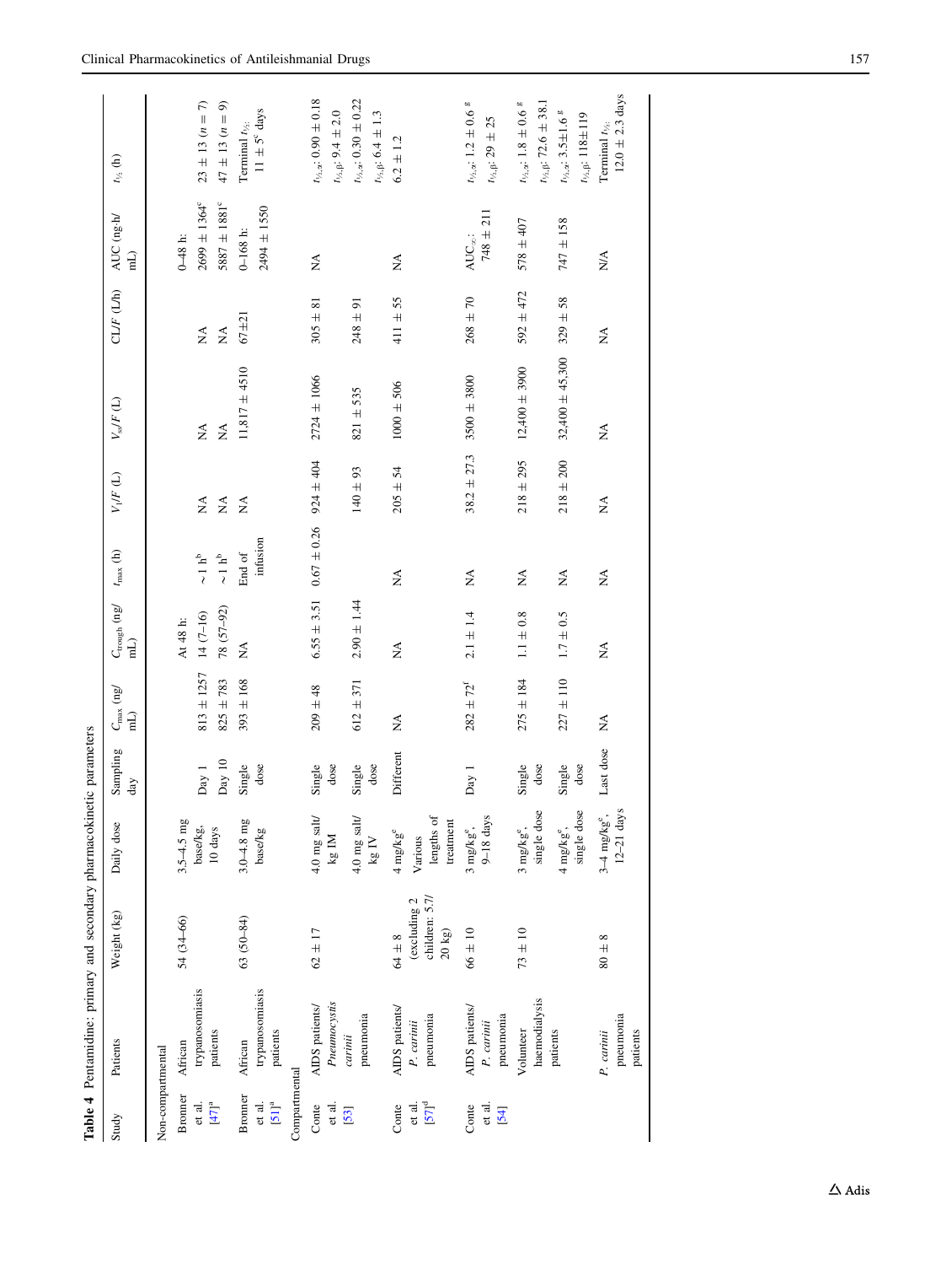**Table 4** Pentamidine: primary and secondary pharmacokinetic parameters

| Study | Patients | Weight (kg) | Daily dose | Sampling day | $C_{max}$ (ng/mL) | $C_{trough}$ (ng/mL) | $t_{max}$ (h) | $V_1/F$ (L) | $V_{ss}/F$ (L) | CL/F (L/h) | AUC (ng·h/mL) | $t_{½}$ (h) |
|---|---|---|---|---|---|---|---|---|---|---|---|---|
| *Non-compartmental* | | | | | | | | | | | | |
| Bronner et al. [47][a] | African trypanosomiasis patients | 54 (34–66) | 3.5–4.5 mg base/kg, 10 days | | | At 48 h: | | | | | 0–48 h: | |
| | | | | Day 1 | 813 ± 1257 | 14 (7–16) | ~1 h[b] | NA | NA | NA | 2699 ± 1364[c] | 23 ± 13 (n = 7) |
| | | | | Day 10 | 825 ± 783 | 78 (57–92) | ~1 h[b] | NA | NA | NA | 5887 ± 1881[c] | 47 ± 13 (n = 9) |
| Bronner et al. [51][a] | African trypanosomiasis patients | 63 (50–84) | 3.0–4.8 mg base/kg | Single dose | 393 ± 168 | NA | End of infusion | NA | 11,817 ± 4510 | 67±21 | 0–168 h: 2494 ± 1550 | Terminal $t_{½}$: 11 ± 5[c] days |
| *Compartmental* | | | | | | | | | | | | |
| Conte et al. [53] | AIDS patients/ *Pneumocystis carinii* pneumonia | 62 ± 17 | 4.0 mg salt/kg IM | Single dose | 209 ± 48 | 6.55 ± 3.51 | 0.67 ± 0.26 | 924 ± 404 | 2724 ± 1066 | 305 ± 81 | NA | $t_{½,\alpha}$: 0.90 ± 0.18; $t_{½,\beta}$: 9.4 ± 2.0 |
| | | | 4.0 mg salt/kg IV | Single dose | 612 ± 371 | 2.90 ± 1.44 | | 140 ± 93 | 821 ± 535 | 248 ± 91 | | $t_{½,\alpha}$: 0.30 ± 0.22; $t_{½,\beta}$: 6.4 ± 1.3 |
| Conte et al. [57][d] | AIDS patients/ *P. carinii* pneumonia | 64 ± 8 (excluding 2 children: 5.7/20 kg) | 4 mg/kg[e] Various lengths of treatment | Different | NA | NA | NA | 205 ± 54 | 1000 ± 506 | 411 ± 55 | NA | 6.2 ± 1.2 |
| Conte et al. [54] | AIDS patients/ *P. carinii* pneumonia | 66 ± 10 | 3 mg/kg[e], 9–18 days | Day 1 | 282 ± 72[f] | 2.1 ± 1.4 | NA | 38.2 ± 27.3 | 3500 ± 3800 | 268 ± 70 | $AUC_{\infty}$: 748 ± 211 | $t_{½,\alpha}$: 1.2 ± 0.6 [g]; $t_{½,\beta}$: 29 ± 25 |
| | Volunteer haemodialysis patients | 73 ± 10 | 3 mg/kg[e], single dose | Single dose | 275 ± 184 | 1.1 ± 0.8 | NA | 218 ± 295 | 12,400 ± 3900 | 592 ± 472 | 578 ± 407 | $t_{½,\alpha}$: 1.8 ± 0.6 [g]; $t_{½,\beta}$: 72.6 ± 38.1 |
| | | | 4 mg/kg[e], single dose | Single dose | 227 ± 110 | 1.7 ± 0.5 | NA | 218 ± 200 | 32,400 ± 45,300 | 329 ± 58 | 747 ± 158 | $t_{½,\alpha}$: 3.5±1.6 [g]; $t_{½,\beta}$: 118±119 |
| | *P. carinii* pneumonia patients | 80 ± 8 | 3–4 mg/kg[e], 12–21 days | Last dose | NA | NA | NA | NA | NA | NA | N/A | Terminal $t_{½}$: 12.0 ± 2.3 days |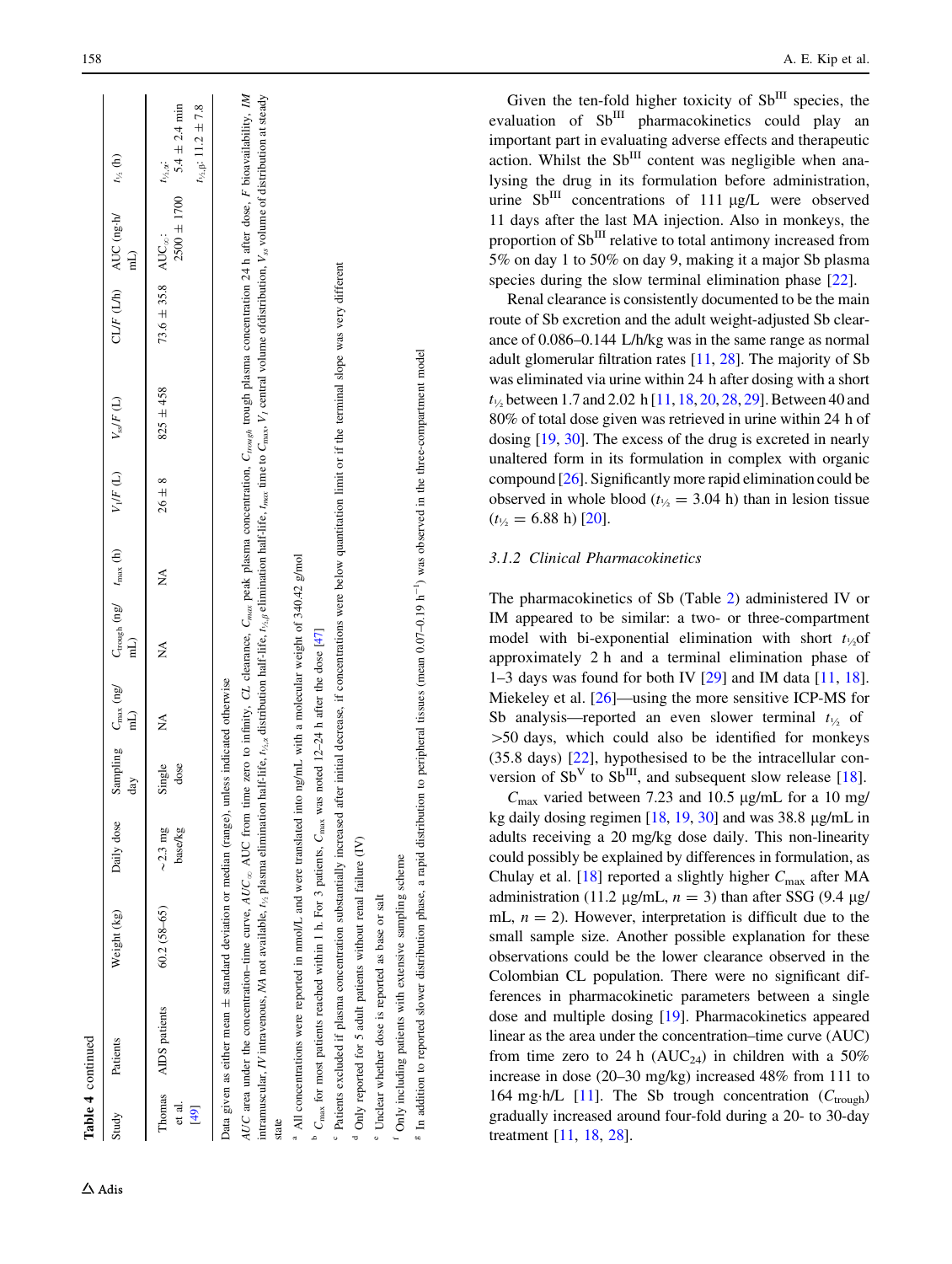**Table 4** continued

| Study | Patients | Weight (kg) | Daily dose | Sampling day | $C_{max}$ (ng/mL) | $C_{trough}$ (ng/mL) | $t_{max}$ (h) | $V_1/F$ (L) | $V_{ss}/F$ (L) | CL/F (L/h) | AUC (ng·h/mL) | $t_{½}$ (h) |
|---|---|---|---|---|---|---|---|---|---|---|---|---|
| Thomas et al. [49] | AIDS patients | 60.2 (58–65) | ~2.3 mg base/kg | Single dose | NA | NA | NA | 26 ± 8 | 825 ± 458 | 73.6 ± 35.8 | $AUC_{\infty}$: 2500 ± 1700 | $t_{½,\alpha}$: 5.4 ± 2.4 min; $t_{½,\beta}$: 11.2 ± 7.8 |

Data given as either mean ± standard deviation or median (range), unless indicated otherwise

*AUC* area under the concentration–time curve, $AUC_{\infty}$ AUC from time zero to infinity, *CL* clearance, $C_{max}$ peak plasma concentration, $C_{trough}$ trough plasma concentration 24 h after dose, *F* bioavailability, *IM* intramuscular, *IV* intravenous, *NA* not available, $t_{½}$ plasma elimination half-life, $t_{½,\alpha}$ distribution half-life, $t_{½,\beta}$ elimination half-life, $t_{max}$ time to $C_{max}$, $V_1$ central volume of distribution, $V_{ss}$ volume of distribution at steady state

[a] All concentrations were reported in nmol/L and were translated into ng/mL with a molecular weight of 340.42 g/mol

[b] $C_{max}$ for most patients reached within 1 h. For 3 patients, $C_{max}$ was noted 12–24 h after the dose [47]

[c] Patients excluded if plasma concentration substantially increased after initial decrease, if concentrations were below quantitation limit or if the terminal slope was very different

[d] Only reported for 5 adult patients without renal failure (IV)

[e] Unclear whether dose is reported as base or salt

[f] Only including patients with extensive sampling scheme

[g] In addition to reported slower distribution phase, a rapid distribution to peripheral tissues (mean 0.07–0.19 $h^{-1}$) was observed in the three-compartment model

Given the ten-fold higher toxicity of $Sb^{III}$ species, the evaluation of $Sb^{III}$ pharmacokinetics could play an important part in evaluating adverse effects and therapeutic action. Whilst the $Sb^{III}$ content was negligible when analysing the drug in its formulation before administration, urine $Sb^{III}$ concentrations of 111 µg/L were observed 11 days after the last MA injection. Also in monkeys, the proportion of $Sb^{III}$ relative to total antimony increased from 5% on day 1 to 50% on day 9, making it a major Sb plasma species during the slow terminal elimination phase [22].

Renal clearance is consistently documented to be the main route of Sb excretion and the adult weight-adjusted Sb clearance of 0.086–0.144 L/h/kg was in the same range as normal adult glomerular filtration rates [11, 28]. The majority of Sb was eliminated via urine within 24 h after dosing with a short $t_{½}$ between 1.7 and 2.02 h [11, 18, 20, 28, 29]. Between 40 and 80% of total dose given was retrieved in urine within 24 h of dosing [19, 30]. The excess of the drug is excreted in nearly unaltered form in its formulation in complex with organic compound [26]. Significantly more rapid elimination could be observed in whole blood ($t_{½}$ = 3.04 h) than in lesion tissue ($t_{½}$ = 6.88 h) [20].

### 3.1.2 Clinical Pharmacokinetics

The pharmacokinetics of Sb (Table 2) administered IV or IM appeared to be similar: a two- or three-compartment model with bi-exponential elimination with short $t_{½}$ of approximately 2 h and a terminal elimination phase of 1–3 days was found for both IV [29] and IM data [11, 18]. Miekeley et al. [26]—using the more sensitive ICP-MS for Sb analysis—reported an even slower terminal $t_{½}$ of >50 days, which could also be identified for monkeys (35.8 days) [22], hypothesised to the intracellular conversion of $Sb^{V}$ to $Sb^{III}$, and subsequent slow release [18].

$C_{max}$ varied between 7.23 and 10.5 µg/mL for a 10 mg/kg daily dosing regimen [18, 19, 30] and was 38.8 µg/mL in adults receiving a 20 mg/kg dose daily. This non-linearity could possibly be explained by differences in formulation, as Chulay et al. [18] reported a slightly higher $C_{max}$ after MA administration (11.2 µg/mL, n = 3) than after SSG (9.4 µg/mL, n = 2). However, interpretation is difficult due to the small sample size. Another possible explanation for these observations could be the lower clearance observed in the Colombian CL population. There were no significant differences in pharmacokinetic parameters between a single dose and multiple dosing [19]. Pharmacokinetics appeared linear as the area under the concentration–time curve (AUC) from time zero to 24 h ($AUC_{24}$) in children with a 50% increase in dose (20–30 mg/kg) increased 48% from 111 to 164 mg·h/L [11]. The Sb trough concentration ($C_{trough}$) gradually increased around four-fold during a 20- to 30-day treatment [11, 18, 28].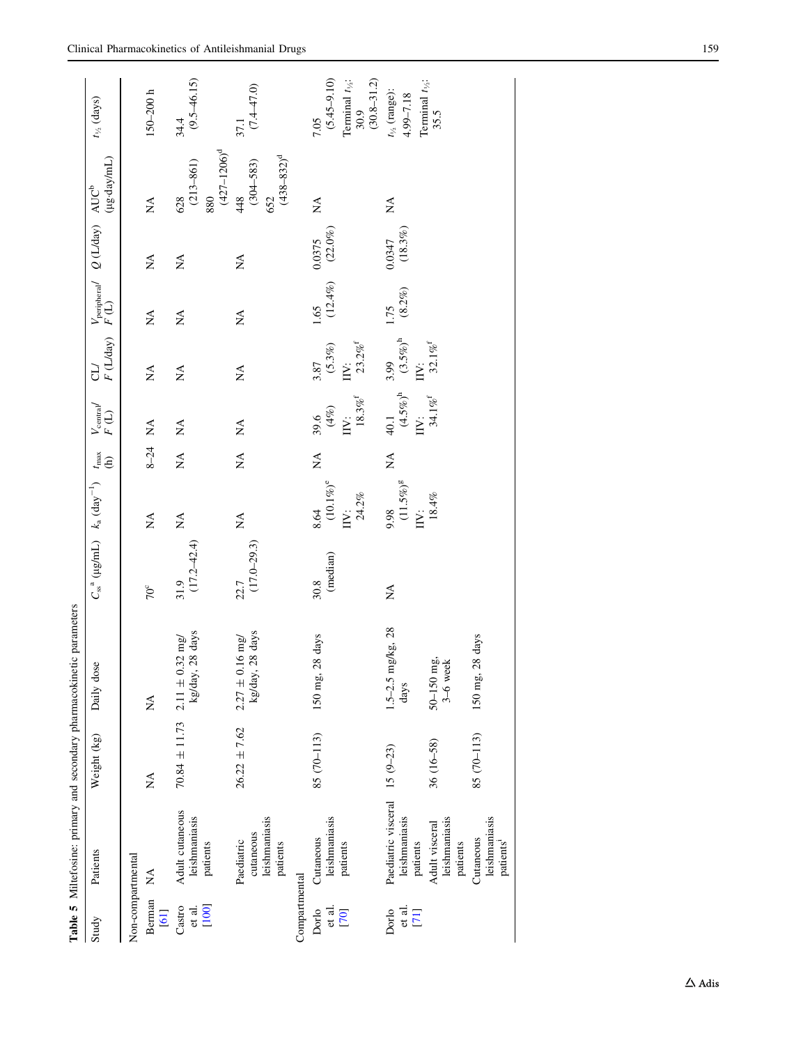**Table 5** Miltefosine: primary and secondary pharmacokinetic parameters

| Study | Patients | Weight (kg) | Daily dose | $C_{ss}$[a] (μg/mL) | $k_a$ (day$^{-1}$) | $t_{max}$ (h) | $V_{central}$/ $F$ (L) | CL/ $F$ (L/day) | $V_{peripheral}$/ $F$ (L) | $Q$ (L/day) | AUC[b] (μg·day/mL) | $t_{½}$ (days) |
|---|---|---|---|---|---|---|---|---|---|---|---|---|
| *Non-compartmental* | | | | | | | | | | | | |
| Berman [61] | NA | NA | NA | 70[c] | NA | 8–24 | NA | NA | NA | NA | NA | 150–200 h |
| Castro et al. [100] | Adult cutaneous leishmaniasis patients | 70.84 ± 11.73 | 2.11 ± 0.32 mg/kg/day, 28 days | 31.9 (17.2–42.4) | NA | NA | NA | NA | NA | NA | 628 (213–861) 880 (427–1206)[d] | 34.4 (9.5–46.15) |
| | Paediatric cutaneous leishmaniasis patients | 26.22 ± 7.62 | 2.27 ± 0.16 mg/kg/day, 28 days | 22.7 (17.0–29.3) | NA | NA | NA | NA | NA | NA | 448 (304–583) 652 (438–832)[d] | 37.1 (7.4–47.0) |
| *Compartmental* | | | | | | | | | | | | |
| Dorlo et al. [70] | Cutaneous leishmaniasis patients | 85 (70–113) | 150 mg, 28 days | 30.8 (median) | 8.64 (10.1%)[e] IIV: 24.2% | NA | 39.6 (4%) IIV: 18.3%[f] | 3.87 (5.3%) IIV: 23.2%[f] | 1.65 (12.4%) | 0.0375 (22.0%) | NA | 7.05 (5.45–9.10) Terminal $t_{½}$: 30.9 (30.8–31.2) |
| Dorlo et al. [71] | Paediatric visceral leishmaniasis patients | 15 (9–23) | 1.5–2.5 mg/kg, 28 days | NA | 9.98 (11.5%)[g] IIV: 18.4% | NA | 40.1 (4.5%)[h] IIV: 34.1%[f] | 3.99 (3.5%)[h] IIV: 32.1%[f] | 1.75 (8.2%) | 0.0347 (18.3%) | NA | $t_{½}$ (range): 4.99–7.18 Terminal $t_{½}$: 35.5 |
| | Adult visceral leishmaniasis patients | 36 (16–58) | 50–150 mg, 3–6 week | | | | | | | | | |
| | Cutaneous leishmaniasis patients[i] | 85 (70–113) | 150 mg, 28 days | | | | | | | | | |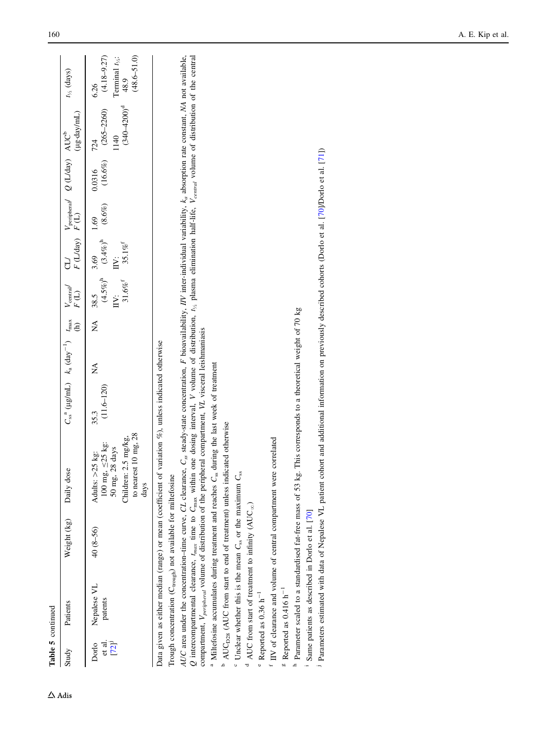**Table 5** continued

| Study | Patients | Weight (kg) | Daily dose | $C_{ss}$[a] (μg/mL) | $k_a$ (day$^{-1}$) | $t_{max}$ (h) | $V_{central}$/F (L) | CL/F (L/day) | $V_{peripheral}$/F (L) | Q (L/day) | AUC[b] (μg·day/mL) | $t_{½}$ (days) |
|---|---|---|---|---|---|---|---|---|---|---|---|---|
| Dorlo et al. [72][j] | Nepalese VL patents | 40 (8–56) | Adults: >25 kg: 100 mg, ≤25 kg: 50 mg, 28 days; Children: 2.5 mg/kg, to nearest 10 mg, 28 days | 35.3 (11.6–120) | NA | NA | 38.5 (4.5%)[h] IIV: 31.6%[f] | 3.69 (3.4%)[h] IIV: 35.1%[f] | 1.69 (8.6%) | 0.0316 (16.6%) | 724 (265–2260); 1140 (340–4200)[d] | 6.26 (4.18–9.27); Terminal $t_{½}$: 48.9 (48.6–51.0) |

Data given as either median (range) or mean (coefficient of variation %), unless indicated otherwise

Trough concentration ($C_{trough}$) not available for miltefosine

*AUC* area under the concentration–time curve, *CL* clearance, $C_{ss}$ steady-state concentration, *F* bioavailability, *IIV* inter-individual variability, $k_a$ absorption rate constant, *NA* not available, *Q* intercompartmental clearance, $t_{max}$ time to $C_{max}$ within one dosing interval, *V* volume of distribution, $t_{½}$ plasma elimination half-life, $V_{central}$ volume of distribution of the central compartment, $V_{peripheral}$ volume of distribution of the peripheral compartment, *VL* visceral leishmaniasis

[a] Miltefosine accumulates during treatment and reaches $C_{ss}$ during the last week of treatment

[b] $AUC_{D28}$ (AUC from start to end of treatment) unless indicated otherwise

[c] Unclear whether this is the mean $C_{ss}$ or the maximum $C_{ss}$

[d] AUC from start of treatment to infinity ($AUC_{\infty}$)

[e] Reported as 0.36 h$^{-1}$

[f] IIV of clearance and volume of central compartment were correlated

[g] Reported as 0.416 h$^{-1}$

[h] Parameter scaled to a standardised fat-free mass of 53 kg. This corresponds to a theoretical weight of 70 kg

[i] Same patients as described in Dorlo et al. [70]

[j] Parameters estimated with data of Nepalese VL patient cohort and additional information on previously described cohorts (Dorlo et al. [70]/Dorlo et al. [71])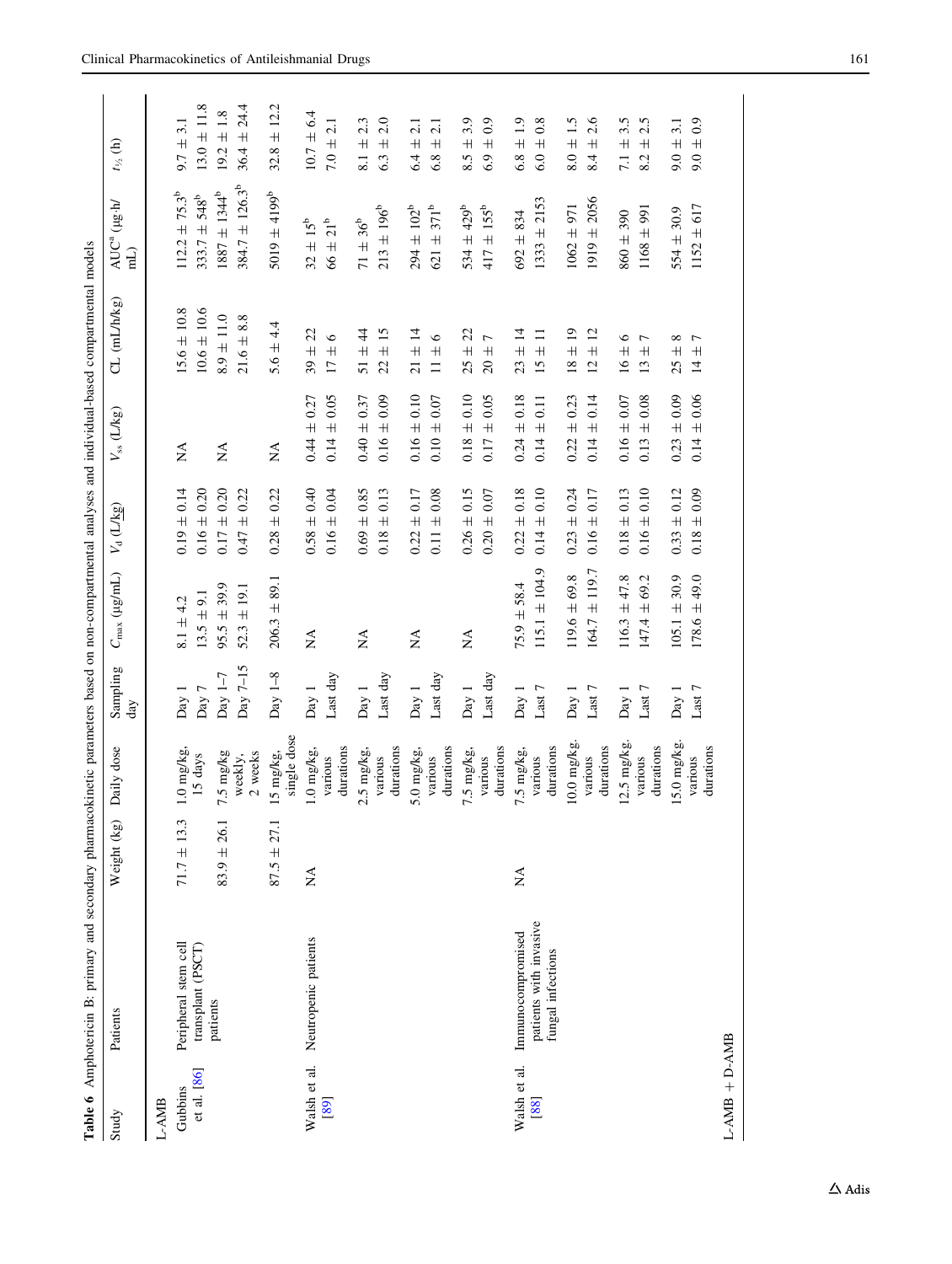**Table 6** Amphotericin B: primary and secondary pharmacokinetic parameters based on non-compartmental analyses and individual-based compartmental models

| Study | Patients | Weight (kg) | Daily dose | Sampling day | $C_{max}$ (μg/mL) | $V_d$ (L/kg) | $V_{ss}$ (L/kg) | CL (mL/h/kg) | AUC[a] (μg·h/mL) | $t_{½}$ (h) |
|---|---|---|---|---|---|---|---|---|---|---|
| L-AMB | | | | | | | | | | |
| Gubbins et al. [86] | Peripheral stem cell transplant (PSCT) patients | 71.7 ± 13.3 | 1.0 mg/kg, 15 days | Day 1 | 8.1 ± 4.2 | 0.19 ± 0.14 | NA | 15.6 ± 10.8 | 112.2 ± 75.3[b] | 9.7 ± 3.1 |
| | | | | Day 7 | 13.5 ± 9.1 | 0.16 ± 0.20 | | 10.6 ± 10.6 | 333.7 ± 548[b] | 13.0 ± 11.8 |
| | | 83.9 ± 26.1 | 7.5 mg/kg weekly, 2 weeks | Day 1–7 | 95.5 ± 39.9 | 0.17 ± 0.20 | NA | 8.9 ± 11.0 | 1887 ± 1344[b] | 19.2 ± 1.8 |
| | | | | Day 7–15 | 52.3 ± 19.1 | 0.47 ± 0.22 | | 21.6 ± 8.8 | 384.7 ± 126.3[b] | 36.4 ± 24.4 |
| | | 87.5 ± 27.1 | 15 mg/kg, single dose | Day 1–8 | 206.3 ± 89.1 | 0.28 ± 0.22 | NA | 5.6 ± 4.4 | 5019 ± 4199[b] | 32.8 ± 12.2 |
| Walsh et al. [89] | Neutropenic patients | NA | 1.0 mg/kg, various durations | Day 1 | NA | 0.58 ± 0.40 | 0.44 ± 0.27 | 39 ± 22 | 32 ± 15[b] | 10.7 ± 6.4 |
| | | | | Last day | | 0.16 ± 0.04 | 0.14 ± 0.05 | 17 ± 6 | 66 ± 21[b] | 7.0 ± 2.1 |
| | | | 2.5 mg/kg, various durations | Day 1 | NA | 0.69 ± 0.85 | 0.40 ± 0.37 | 51 ± 44 | 71 ± 36[b] | 8.1 ± 2.3 |
| | | | | Last day | | 0.18 ± 0.13 | 0.16 ± 0.09 | 22 ± 15 | 213 ± 196[b] | 6.3 ± 2.0 |
| | | | 5.0 mg/kg, various durations | Day 1 | NA | 0.22 ± 0.17 | 0.16 ± 0.10 | 21 ± 14 | 294 ± 102[b] | 6.4 ± 2.1 |
| | | | | Last day | | 0.11 ± 0.08 | 0.10 ± 0.07 | 11 ± 6 | 621 ± 371[b] | 6.8 ± 2.1 |
| | | | 7.5 mg/kg, various durations | Day 1 | NA | 0.26 ± 0.15 | 0.18 ± 0.10 | 25 ± 22 | 534 ± 429[b] | 8.5 ± 3.9 |
| | | | | Last day | | 0.20 ± 0.07 | 0.17 ± 0.05 | 20 ± 7 | 417 ± 155[b] | 6.9 ± 0.9 |
| Walsh et al. [88] | Immunocompromised patients with invasive fungal infections | NA | 7.5 mg/kg, various durations | Day 1 | 75.9 ± 58.4 | 0.22 ± 0.18 | 0.24 ± 0.18 | 23 ± 14 | 692 ± 834 | 6.8 ± 1.9 |
| | | | | Last 7 | 115.1 ± 104.9 | 0.14 ± 0.10 | 0.14 ± 0.11 | 15 ± 11 | 1333 ± 2153 | 6.0 ± 0.8 |
| | | | 10.0 mg/kg, various durations | Day 1 | 119.6 ± 69.8 | 0.23 ± 0.24 | 0.22 ± 0.23 | 18 ± 19 | 1062 ± 971 | 8.0 ± 1.5 |
| | | | | Last 7 | 164.7 ± 119.7 | 0.16 ± 0.17 | 0.14 ± 0.14 | 12 ± 12 | 1919 ± 2056 | 8.4 ± 2.6 |
| | | | 12.5 mg/kg, various durations | Day 1 | 116.3 ± 47.8 | 0.18 ± 0.13 | 0.16 ± 0.07 | 16 ± 6 | 860 ± 390 | 7.1 ± 3.5 |
| | | | | Last 7 | 147.4 ± 69.2 | 0.16 ± 0.10 | 0.13 ± 0.08 | 13 ± 7 | 1168 ± 991 | 8.2 ± 2.5 |
| | | | 15.0 mg/kg, various durations | Day 1 | 105.1 ± 30.9 | 0.33 ± 0.12 | 0.23 ± 0.09 | 25 ± 8 | 554 ± 30.9 | 9.0 ± 3.1 |
| | | | | Last 7 | 178.6 ± 49.0 | 0.18 ± 0.09 | 0.14 ± 0.06 | 14 ± 7 | 1152 ± 617 | 9.0 ± 0.9 |
| L-AMB + D-AMB | | | | | | | | | | |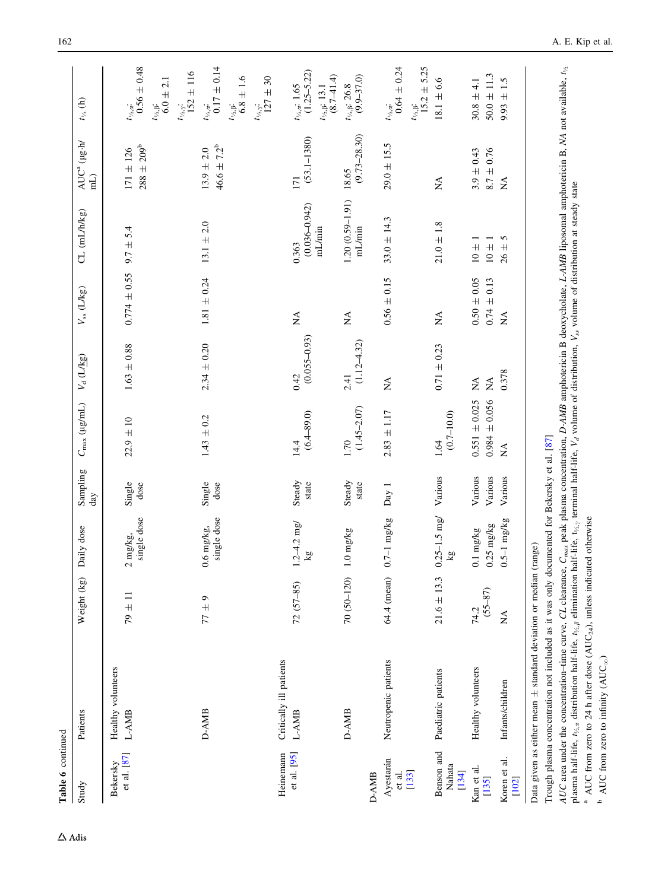**Table 6** continued

| Study | Patients | Weight (kg) | Daily dose | Sampling day | $C_{max}$ (μg/mL) | $V_d$ (L/kg) | $V_{ss}$ (L/kg) | CL (mL/h/kg) | AUC[a] (μg·h/mL) | $t_{½}$ (h) |
|---|---|---|---|---|---|---|---|---|---|---|
| Bekersky et al. [87] | Healthy volunteers | | | | | | | | | |
| | L-AMB | 79 ± 11 | 2 mg/kg, single dose | Single dose | 22.9 ± 10 | 1.63 ± 0.88 | 0.774 ± 0.55 | 9.7 ± 5.4 | 171 ± 126<br>288 ± 209[b] | $t_{½,\alpha}$: 0.56 ± 0.48<br>$t_{½,\beta}$: 6.0 ± 2.1<br>$t_{½,\gamma}$: 152 ± 116 |
| | D-AMB | 77 ± 9 | 0.6 mg/kg, single dose | Single dose | 1.43 ± 0.2 | 2.34 ± 0.20 | 1.81 ± 0.24 | 13.1 ± 2.0 | 13.9 ± 2.0<br>46.6 ± 7.2[b] | $t_{½,\alpha}$: 0.17 ± 0.14<br>$t_{½,\beta}$: 6.8 ± 1.6<br>$t_{½,\gamma}$: 127 ± 30 |
| Heinemann et al. [95] | Critically ill patients | | | | | | | | | |
| | L-AMB | 72 (57–85) | 1.2–4.2 mg/kg | Steady state | 14.4 (6.4–89.0) | 0.42 (0.055–0.93) | NA | 0.363 (0.036–0.942) mL/min | 171 (53.1–1380) | $t_{½,\alpha}$: 1.65 (1.25–5.22)<br>$t_{½,\beta}$: 13.1 (8.7–41.4) |
| | D-AMB | 70 (50–120) | 1.0 mg/kg | Steady state | 1.70 (1.45–2.07) | 2.41 (1.12–4.32) | NA | 1.20 (0.59–1.91) mL/min | 18.65 (9.73–28.30) | $t_{½,\beta}$: 26.8 (9.9–37.0) |
| D-AMB | | | | | | | | | | |
| Ayestarán et al. [133] | Neutropenic patients | 64.4 (mean) | 0.7–1 mg/kg | Day 1 | 2.83 ± 1.17 | NA | 0.56 ± 0.15 | 33.0 ± 14.3 | 29.0 ± 15.5 | $t_{½,\alpha}$: 0.64 ± 0.24<br>$t_{½,\beta}$: 15.2 ± 5.25 |
| Benson and Nahata [134] | Paediatric patients | 21.6 ± 13.3 | 0.25–1.5 mg/kg | Various | 1.64 (0.7–10.0) | 0.71 ± 0.23 | NA | 21.0 ± 1.8 | NA | 18.1 ± 6.6 |
| Kan et al. [135] | Healthy volunteers | 74.2 (55–87) | 0.1 mg/kg | Various | 0.551 ± 0.025 | NA | 0.50 ± 0.05 | 10 ± 1 | 3.9 ± 0.43 | 30.8 ± 4.1 |
| | | | 0.25 mg/kg | Various | 0.984 ± 0.056 | NA | 0.74 ± 0.13 | 10 ± 1 | 8.7 ± 0.76 | 50.0 ± 11.3 |
| Koren et al. [102] | Infants/children | NA | 0.5–1 mg/kg | Various | NA | 0.378 | NA | 26 ± 5 | NA | 9.93 ± 1.5 |

Data given as either mean ± standard deviation or median (range)

Trough plasma concentration not included as it was only documented for Bekersky et al. [87]

*AUC* area under the concentration–time curve, *CL* clearance, $C_{max}$ peak plasma concentration, *D-AMB* amphotericin B deoxycholate, *L-AMB* liposomal amphotericin B, *NA* not available, $t_{½}$ plasma half-life, $t_{½,\alpha}$ distribution half-life, $t_{½,\beta}$ elimination half-life, $t_{½,\gamma}$ terminal half-life, $V_d$ volume of distribution, $V_{ss}$ volume of distribution at steady state

[a] AUC from zero to 24 h after dose ($AUC_{24}$), unless indicated otherwise

[b] AUC from zero to infinity ($AUC_{\infty}$)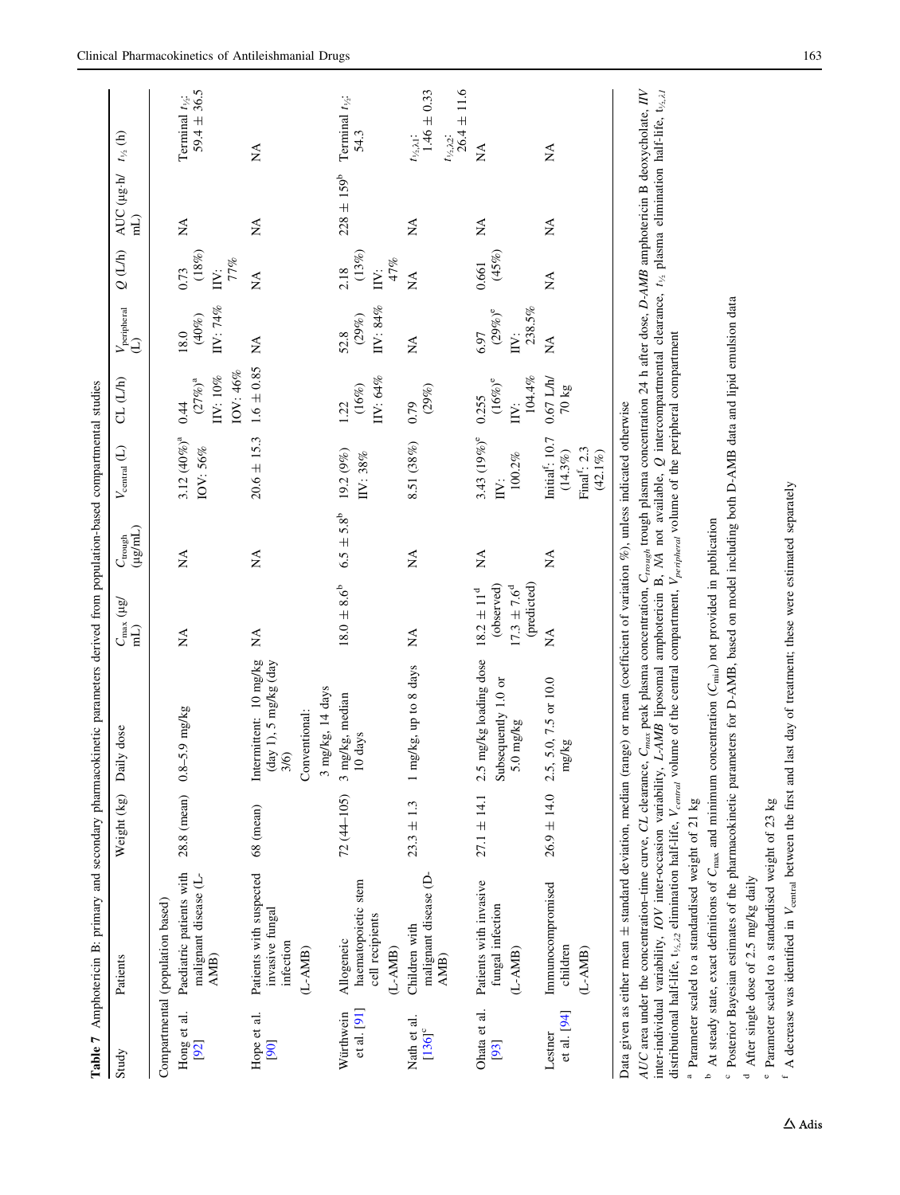**Table 7** Amphotericin B: primary and secondary pharmacokinetic parameters derived from population-based compartmental studies

| Study | Patients | Weight (kg) | Daily dose | $C_{max}$ (μg/mL) | $C_{trough}$ (μg/mL) | $V_{central}$ (L) | CL (L/h) | $V_{peripheral}$ (L) | Q (L/h) | AUC (μg·h/mL) | $t_{½}$ (h) |
|---|---|---|---|---|---|---|---|---|---|---|---|
| Compartmental (population based) | | | | | | | | | | | |
| Hong et al. [92] | Paediatric patients with malignant disease (L-AMB) | 28.8 (mean) | 0.8–5.9 mg/kg | NA | NA | 3.12 (40%)[a] IOV: 56% | 0.44 (27%)[a] IIV: 10% IOV: 46% | 18.0 (40%) IIV: 74% | 0.73 (18%) IIV: 77% | NA | Terminal $t_{½}$: 59.4 ± 36.5 |
| Hope et al. [90] | Patients with suspected invasive fungal infection (L-AMB) | 68 (mean) | Intermittent: 10 mg/kg (day 1), 5 mg/kg (day 3/6) Conventional: 3 mg/kg, 14 days | NA | NA | 20.6 ± 15.3 | 1.6 ± 0.85 | NA | NA | NA | NA |
| Würthwein et al. [91] | Allogeneic haematopoietic stem cell recipients (L-AMB) | 72 (44–105) | 3 mg/kg, median 10 days | 18.0 ± 8.6[b] | 6.5 ± 5.8[b] | 19.2 (9%) IIV: 38% | 1.22 (16%) IIV: 64% | 52.8 (29%) IIV: 84% | 2.18 (13%) IIV: 47% | 228 ± 159[b] | Terminal $t_{½}$: 54.3 |
| Nath et al. [136][c] | Children with malignant disease (D-AMB) | 23.3 ± 1.3 | 1 mg/kg, up to 8 days | NA | NA | 8.51 (38%) | 0.79 (29%) | NA | NA | NA | $t_{½,λ1}$: 1.46 ± 0.33 $t_{½,λ2}$: 26.4 ± 11.6 |
| Ohata et al. [93] | Patients with invasive fungal infection (L-AMB) | 27.1 ± 14.1 | 2.5 mg/kg loading dose Subsequently 1.0 or 5.0 mg/kg | 18.2 ± 11[d] (observed) 17.3 ± 7.6[d] (predicted) | NA | 3.43 (19%)[e] IIV: 100.2% | 0.255 (16%)[e] IIV: 104.4% | 6.97 (29%)[e] IIV: 238.5% | 0.661 (45%) | NA | NA |
| Lestner et al. [94] | Immunocompromised children (L-AMB) | 26.9 ± 14.0 | 2.5, 5.0, 7.5 or 10.0 mg/kg | NA | NA | Initial[f]: 10.7 (14.3%) Final[f]: 2.3 (42.1%) | 0.67 L/h/70 kg | NA | NA | NA | NA |

Data given as either mean ± standard deviation, median (range) or mean (coefficient of variation %), unless indicated otherwise

*AUC* area under the concentration–time curve, *CL* clearance, $C_{max}$ peak plasma concentration, $C_{trough}$ trough plasma concentration 24 h after dose, *D-AMB* amphotericin B deoxycholate, *IIV* inter-individual variability, *IOV* inter-occasion variability, *L-AMB* liposomal amphotericin B, *NA* not available, *Q* intercompartmental clearance, $t_{½}$ plasma elimination half-life, $t_{½,λ1}$ distributional half-life, $t_{½,λ2}$ elimination half-life, $V_{central}$ volume of the central compartment, $V_{peripheral}$ volume of the peripheral compartment

[a] Parameter scaled to a standardised weight of 21 kg

[b] At steady state, exact definitions of $C_{max}$ and minimum concentration ($C_{min}$) not provided in publication

[c] Posterior Bayesian estimates of the pharmacokinetic parameters for D-AMB, based on model including both D-AMB data and lipid emulsion data

[d] After single dose of 2.5 mg/kg daily

[e] Parameter scaled to a standardised weight of 23 kg

[f] A decrease was identified in $V_{central}$ between the first and last day of treatment; these were estimated separately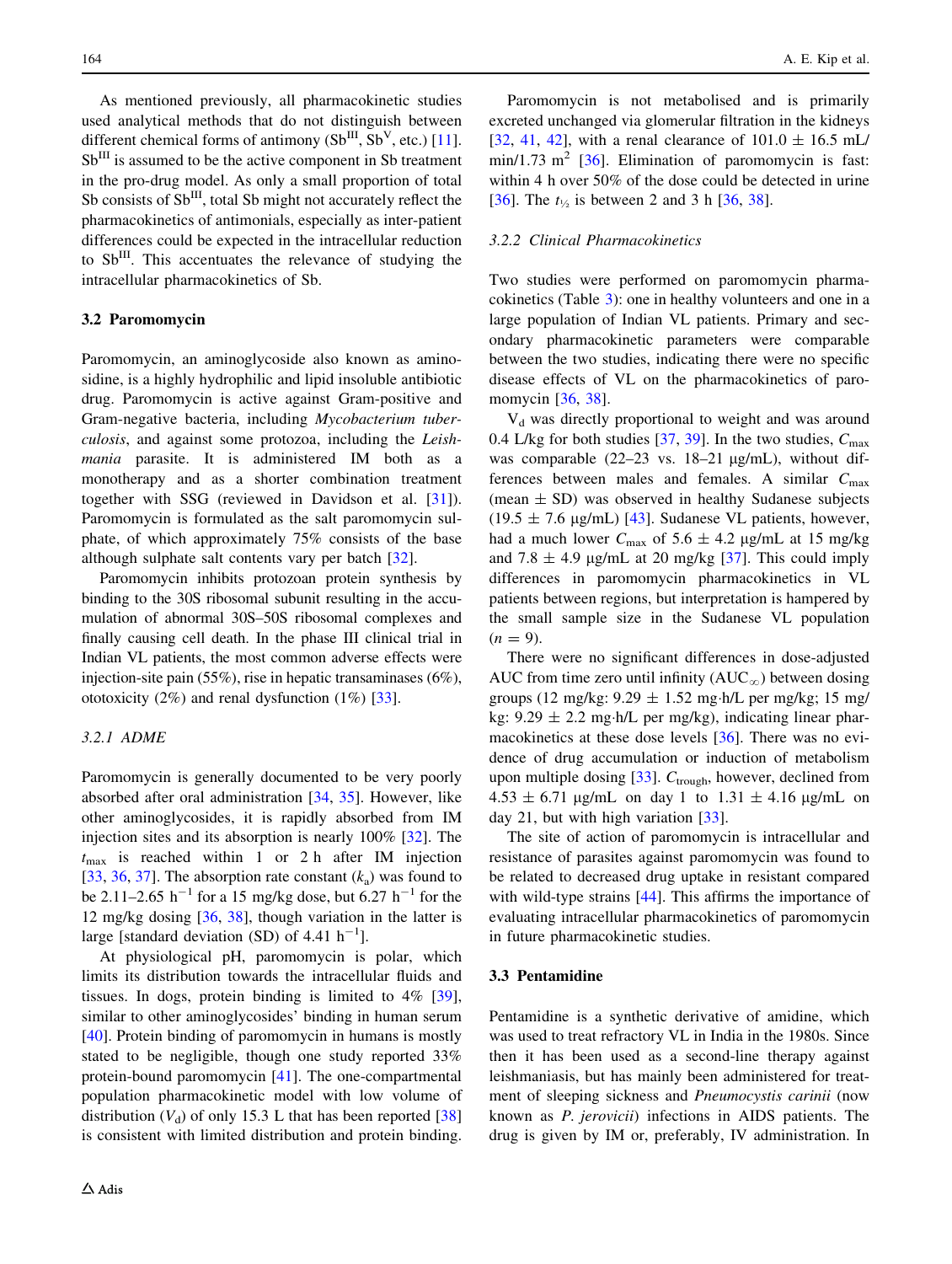As mentioned previously, all pharmacokinetic studies used analytical methods that do not distinguish between different chemical forms of antimony ($Sb^{III}$, $Sb^{V}$, etc.) [11]. $Sb^{III}$ is assumed to be the active component in Sb treatment in the pro-drug model. As only a small proportion of total Sb consists of $Sb^{III}$, total Sb might not accurately reflect the pharmacokinetics of antimonials, especially as inter-patient differences could be expected in the intracellular reduction to $Sb^{III}$. This accentuates the relevance of studying the intracellular pharmacokinetics of Sb.

### 3.2 Paromomycin

Paromomycin, an aminoglycoside also known as aminosidine, is a highly hydrophilic and lipid insoluble antibiotic drug. Paromomycin is active against Gram-positive and Gram-negative bacteria, including *Mycobacterium tuberculosis*, and against some protozoa, including the *Leishmania* parasite. It is administered IM both as a monotherapy and as a shorter combination treatment together with SSG (reviewed in Davidson et al. [31]). Paromomycin is formulated as the salt paromomycin sulphate, of which approximately 75% consists of the base although sulphate salt contents vary per batch [32].

Paromomycin inhibits protozoan protein synthesis by binding to the 30S ribosomal subunit resulting in the accumulation of abnormal 30S–50S ribosomal complexes and finally causing cell death. In the phase III clinical trial in Indian VL patients, the most common adverse effects were injection-site pain (55%), rise in hepatic transaminases (6%), ototoxicity (2%) and renal dysfunction (1%) [33].

#### 3.2.1 ADME

Paromomycin is generally documented to be very poorly absorbed after oral administration [34, 35]. However, like other aminoglycosides, it is rapidly absorbed from IM injection sites and its absorption is nearly 100% [32]. The $t_{max}$ is reached within 1 or 2 h after IM injection [33, 36, 37]. The absorption rate constant ($k_a$) was found to be 2.11–2.65 $h^{-1}$ for a 15 mg/kg dose, but 6.27 $h^{-1}$ for the 12 mg/kg dosing [36, 38], though variation in the latter is large [standard deviation (SD) of 4.41 $h^{-1}$].

At physiological pH, paromomycin is polar, which limits its distribution towards the intracellular fluids and tissues. In dogs, protein binding is limited to 4% [39], similar to other aminoglycosides' binding in human serum [40]. Protein binding of paromomycin in humans is mostly stated to be negligible, though one study reported 33% protein-bound paromomycin [41]. The one-compartmental population pharmacokinetic model with low volume of distribution ($V_d$) of only 15.3 L that has been reported [38] is consistent with limited distribution and protein binding.

Paromomycin is not metabolised and is primarily excreted unchanged via glomerular filtration in the kidneys [32, 41, 42], with a renal clearance of 101.0 ± 16.5 mL/min/1.73 $m^2$ [36]. Elimination of paromomycin is fast: within 4 h over 50% of the dose could be detected in urine [36]. The $t_{½}$ is between 2 and 3 h [36, 38].

#### 3.2.2 Clinical Pharmacokinetics

Two studies were performed on paromomycin pharmacokinetics (Table 3): one in healthy volunteers and one in a large population of Indian VL patients. Primary and secondary pharmacokinetic parameters were comparable between the two studies, indicating there were no specific disease effects of VL on the pharmacokinetics of paromomycin [36, 38].

$V_d$ was directly proportional to weight and was around 0.4 L/kg for both studies [37, 39]. In the two studies, $C_{max}$ was comparable (22–23 vs. 18–21 μg/mL), without differences between males and females. A similar $C_{max}$ (mean ± SD) was observed in healthy Sudanese subjects (19.5 ± 7.6 μg/mL) [43]. Sudanese VL patients, however, had a much lower $C_{max}$ of 5.6 ± 4.2 μg/mL at 15 mg/kg and 7.8 ± 4.9 μg/mL at 20 mg/kg [37]. This could imply differences in paromomycin pharmacokinetics in VL patients between regions, but interpretation is hampered by the small sample size in the Sudanese VL population ($n = 9$).

There were no significant differences in dose-adjusted AUC from time zero until infinity ($AUC_{\infty}$) between dosing groups (12 mg/kg: 9.29 ± 1.52 mg·h/L per mg/kg; 15 mg/kg: 9.29 ± 2.2 mg·h/L per mg/kg), indicating linear pharmacokinetics at these dose levels [36]. There was no evidence of drug accumulation or induction of metabolism upon multiple dosing [33]. $C_{trough}$, however, declined from 4.53 ± 6.71 μg/mL on day 1 to 1.31 ± 4.16 μg/mL on day 21, but with high variation [33].

The site of action of paromomycin is intracellular and resistance of parasites against paromomycin was found to be related to decreased drug uptake in resistant compared with wild-type strains [44]. This affirms the importance of evaluating intracellular pharmacokinetics of paromomycin in future pharmacokinetic studies.

### 3.3 Pentamidine

Pentamidine is a synthetic derivative of amidine, which was used to treat refractory VL in India in the 1980s. Since then it has been used as a second-line therapy against leishmaniasis, but has mainly been administered for treatment of sleeping sickness and *Pneumocystis carinii* (now known as *P. jerovicii*) infections in AIDS patients. The drug is given by IM or, preferably, IV administration. In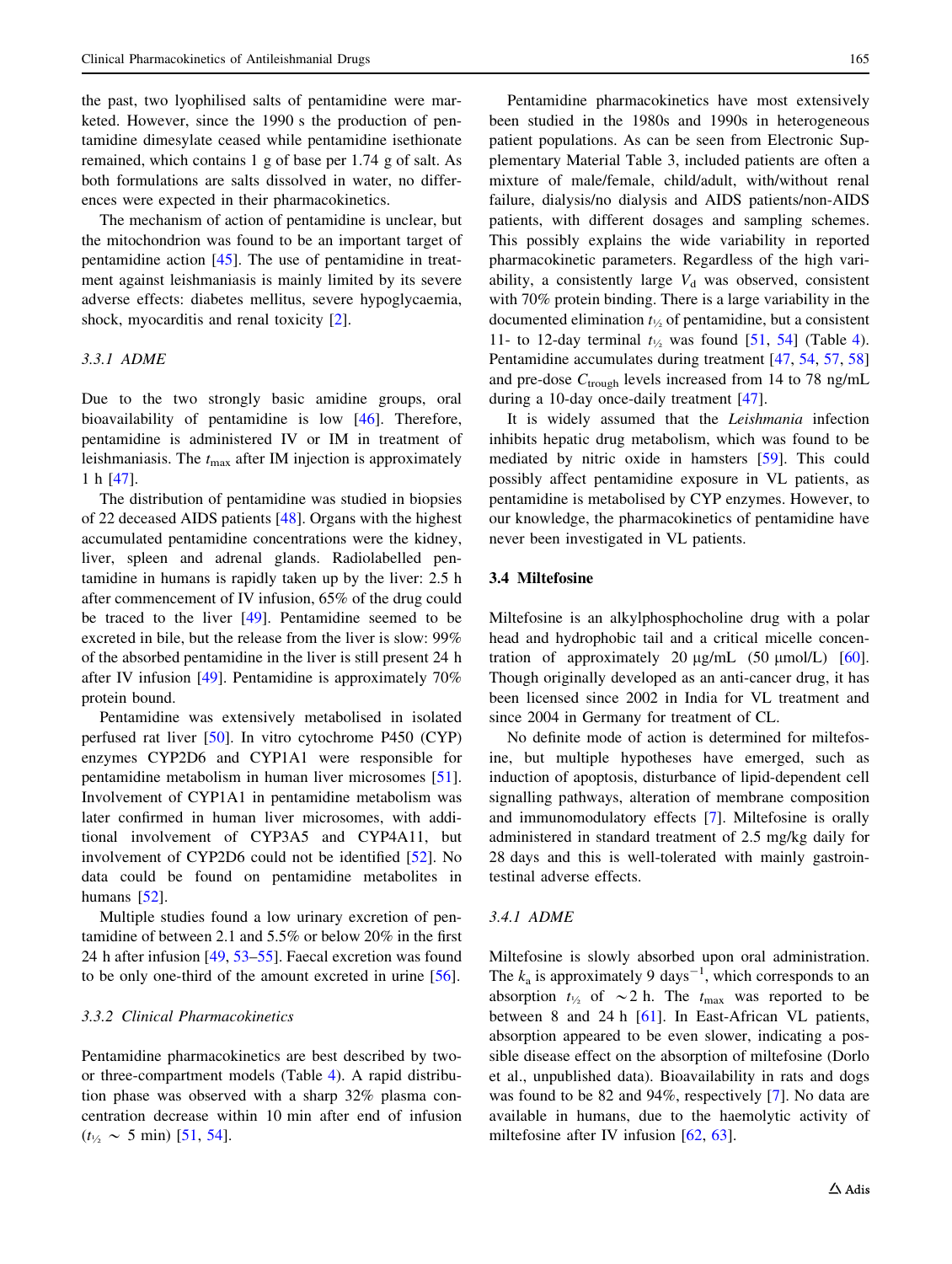the past, two lyophilised salts of pentamidine were marketed. However, since the 1990 s the production of pentamidine dimesylate ceased while pentamidine isethionate remained, which contains 1 g of base per 1.74 g of salt. As both formulations are salts dissolved in water, no differences were expected in their pharmacokinetics.

The mechanism of action of pentamidine is unclear, but the mitochondrion was found to be an important target of pentamidine action [45]. The use of pentamidine in treatment against leishmaniasis is mainly limited by its severe adverse effects: diabetes mellitus, severe hypoglycaemia, shock, myocarditis and renal toxicity [2].

### 3.3.1 ADME

Due to the two strongly basic amidine groups, oral bioavailability of pentamidine is low [46]. Therefore, pentamidine is administered IV or IM in treatment of leishmaniasis. The $t_{max}$ after IM injection is approximately 1 h [47].

The distribution of pentamidine was studied in biopsies of 22 deceased AIDS patients [48]. Organs with the highest accumulated pentamidine concentrations were the kidney, liver, spleen and adrenal glands. Radiolabelled pentamidine in humans is rapidly taken up by the liver: 2.5 h after commencement of IV infusion, 65% of the drug could be traced to the liver [49]. Pentamidine seemed to be excreted in bile, but the release from the liver is slow: 99% of the absorbed pentamidine in the liver is still present 24 h after IV infusion [49]. Pentamidine is approximately 70% protein bound.

Pentamidine was extensively metabolised in isolated perfused rat liver [50]. In vitro cytochrome P450 (CYP) enzymes CYP2D6 and CYP1A1 were responsible for pentamidine metabolism in human liver microsomes [51]. Involvement of CYP1A1 in pentamidine metabolism was later confirmed in human liver microsomes, with additional involvement of CYP3A5 and CYP4A11, but involvement of CYP2D6 could not be identified [52]. No data could be found on pentamidine metabolites in humans [52].

Multiple studies found a low urinary excretion of pentamidine of between 2.1 and 5.5% or below 20% in the first 24 h after infusion [49, 53–55]. Faecal excretion was found to be only one-third of the amount excreted in urine [56].

### 3.3.2 Clinical Pharmacokinetics

Pentamidine pharmacokinetics are best described by two- or three-compartment models (Table 4). A rapid distribution phase was observed with a sharp 32% plasma concentration decrease within 10 min after end of infusion ($t_{½} \sim$ 5 min) [51, 54].

Pentamidine pharmacokinetics have most extensively been studied in the 1980s and 1990s in heterogeneous patient populations. As can be seen from Electronic Supplementary Material Table 3, included patients are often a mixture of male/female, child/adult, with/without renal failure, dialysis/no dialysis and AIDS patients/non-AIDS patients, with different dosages and sampling schemes. This possibly explains the wide variability in reported pharmacokinetic parameters. Regardless of the high variability, a consistently large $V_d$ was observed, consistent with 70% protein binding. There is a large variability in the documented elimination $t_{½}$ of pentamidine, but a consistent 11- to 12-day terminal $t_{½}$ was found [51, 54] (Table 4). Pentamidine accumulates during treatment [47, 54, 57, 58] and pre-dose $C_{trough}$ levels increased from 14 to 78 ng/mL during a 10-day once-daily treatment [47].

It is widely assumed that the *Leishmania* infection inhibits hepatic drug metabolism, which was found to be mediated by nitric oxide in hamsters [59]. This could possibly affect pentamidine exposure in VL patients, as pentamidine is metabolised by CYP enzymes. However, to our knowledge, the pharmacokinetics of pentamidine have never been investigated in VL patients.

## 3.4 Miltefosine

Miltefosine is an alkylphosphocholine drug with a polar head and hydrophobic tail and a critical micelle concentration of approximately 20 µg/mL (50 µmol/L) [60]. Though originally developed as an anti-cancer drug, it has been licensed since 2002 in India for VL treatment and since 2004 in Germany for treatment of CL.

No definite mode of action is determined for miltefosine, but multiple hypotheses have emerged, such as induction of apoptosis, disturbance of lipid-dependent cell signalling pathways, alteration of membrane composition and immunomodulatory effects [7]. Miltefosine is orally administered in standard treatment of 2.5 mg/kg daily for 28 days and this is well-tolerated with mainly gastrointestinal adverse effects.

### 3.4.1 ADME

Miltefosine is slowly absorbed upon oral administration. The $k_a$ is approximately 9 days$^{-1}$, which corresponds to an absorption $t_{½}$ of $\sim$2 h. The $t_{max}$ was reported to be between 8 and 24 h [61]. In East-African VL patients, absorption appeared to be even slower, indicating a possible disease effect on the absorption of miltefosine (Dorlo et al., unpublished data). Bioavailability in rats and dogs was found to be 82 and 94%, respectively [7]. No data are available in humans, due to the haemolytic activity of miltefosine after IV infusion [62, 63].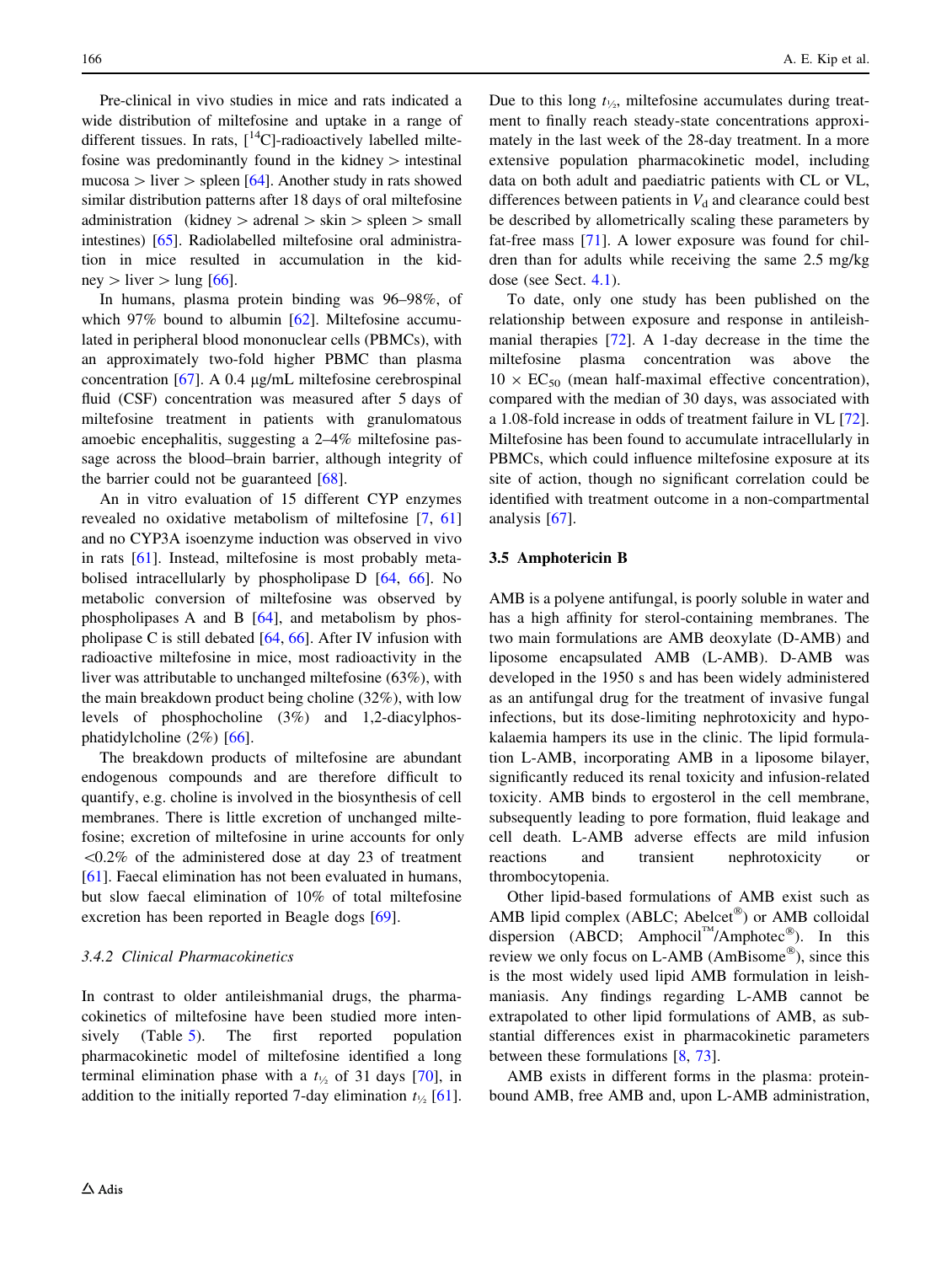Pre-clinical in vivo studies in mice and rats indicated a wide distribution of miltefosine and uptake in a range of different tissues. In rats, [$^{14}$C]-radioactively labelled miltefosine was predominantly found in the kidney > intestinal mucosa > liver > spleen [64]. Another study in rats showed similar distribution patterns after 18 days of oral miltefosine administration (kidney > adrenal > skin > spleen > small intestines) [65]. Radiolabelled miltefosine oral administration in mice resulted in accumulation in the kidney > liver > lung [66].

In humans, plasma protein binding was 96–98%, of which 97% bound to albumin [62]. Miltefosine accumulated in peripheral blood mononuclear cells (PBMCs), with an approximately two-fold higher PBMC than plasma concentration [67]. A 0.4 μg/mL miltefosine cerebrospinal fluid (CSF) concentration was measured after 5 days of miltefosine treatment in patients with granulomatous amoebic encephalitis, suggesting a 2–4% miltefosine passage across the blood–brain barrier, although integrity of the barrier could not be guaranteed [68].

An in vitro evaluation of 15 different CYP enzymes revealed no oxidative metabolism of miltefosine [7, 61] and no CYP3A isoenzyme induction was observed in vivo in rats [61]. Instead, miltefosine is most probably metabolised intracellularly by phospholipase D [64, 66]. No metabolic conversion of miltefosine was observed by phospholipases A and B [64], and metabolism by phospholipase C is still debated [64, 66]. After IV infusion with radioactive miltefosine in mice, most radioactivity in the liver was attributable to unchanged miltefosine (63%), with the main breakdown product being choline (32%), with low levels of phosphocholine (3%) and 1,2-diacylphosphatidylcholine (2%) [66].

The breakdown products of miltefosine are abundant endogenous compounds and are therefore difficult to quantify, e.g. choline is involved in the biosynthesis of cell membranes. There is little excretion of unchanged miltefosine; excretion of miltefosine in urine accounts for only <0.2% of the administered dose at day 23 of treatment [61]. Faecal elimination has not been evaluated in humans, but slow faecal elimination of 10% of total miltefosine excretion has been reported in Beagle dogs [69].

#### 3.4.2 Clinical Pharmacokinetics

In contrast to older antileishmanial drugs, the pharmacokinetics of miltefosine have been studied more intensively (Table 5). The first reported population pharmacokinetic model of miltefosine identified a long terminal elimination phase with a $t_{½}$ of 31 days [70], in addition to the initially reported 7-day elimination $t_{½}$ [61]. Due to this long $t_{½}$, miltefosine accumulates during treatment to finally reach steady-state concentrations approximately in the last week of the 28-day treatment. In a more extensive population pharmacokinetic model, including data on both adult and paediatric patients with CL or VL, differences between patients in $V_d$ and clearance could best be described by allometrically scaling these parameters by fat-free mass [71]. A lower exposure was found for children than for adults while receiving the same 2.5 mg/kg dose (see Sect. 4.1).

To date, only one study has been published on the relationship between exposure and response in antileishmanial therapies [72]. A 1-day decrease in the time the miltefosine plasma concentration was above the $10 \times EC_{50}$ (mean half-maximal effective concentration), compared with the median of 30 days, was associated with a 1.08-fold increase in odds of treatment failure in VL [72]. Miltefosine has been found to accumulate intracellularly in PBMCs, which could influence miltefosine exposure at its site of action, though no significant correlation could be identified with treatment outcome in a non-compartmental analysis [67].

### 3.5 Amphotericin B

AMB is a polyene antifungal, is poorly soluble in water and has a high affinity for sterol-containing membranes. The two main formulations are AMB deoxylate (D-AMB) and liposome encapsulated AMB (L-AMB). D-AMB was developed in the 1950 s and has been widely administered as an antifungal drug for the treatment of invasive fungal infections, but its dose-limiting nephrotoxicity and hypokalaemia hampers its use in the clinic. The lipid formulation L-AMB, incorporating AMB in a liposome bilayer, significantly reduced its renal toxicity and infusion-related toxicity. AMB binds to ergosterol in the cell membrane, subsequently leading to pore formation, fluid leakage and cell death. L-AMB adverse effects are mild infusion reactions and transient nephrotoxicity or thrombocytopenia.

Other lipid-based formulations of AMB exist such as AMB lipid complex (ABLC; Abelcet®) or AMB colloidal dispersion (ABCD; Amphocil™/Amphotec®). In this review we only focus on L-AMB (AmBisome®), since this is the most widely used lipid AMB formulation in leishmaniasis. Any findings regarding L-AMB cannot be extrapolated to other lipid formulations of AMB, as substantial differences exist in pharmacokinetic parameters between these formulations [8, 73].

AMB exists in different forms in the plasma: protein-bound AMB, free AMB and, upon L-AMB administration,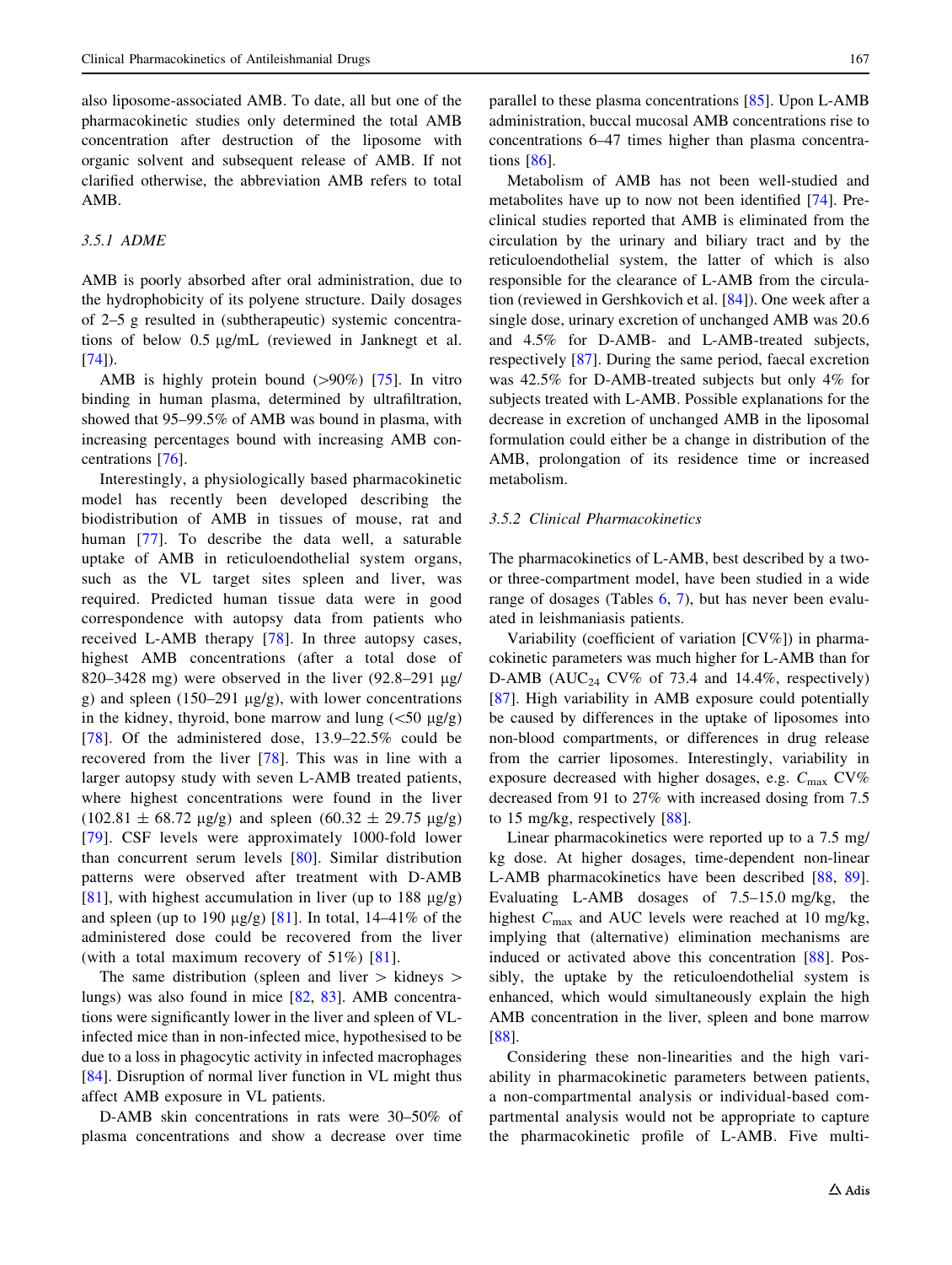also liposome-associated AMB. To date, all but one of the pharmacokinetic studies only determined the total AMB concentration after destruction of the liposome with organic solvent and subsequent release of AMB. If not clarified otherwise, the abbreviation AMB refers to total AMB.

### 3.5.1 ADME

AMB is poorly absorbed after oral administration, due to the hydrophobicity of its polyene structure. Daily dosages of 2–5 g resulted in (subtherapeutic) systemic concentrations of below 0.5 μg/mL (reviewed in Janknegt et al. [74]).

AMB is highly protein bound (>90%) [75]. In vitro binding in human plasma, determined by ultrafiltration, showed that 95–99.5% of AMB was bound in plasma, with increasing percentages bound with increasing AMB concentrations [76].

Interestingly, a physiologically based pharmacokinetic model has recently been developed describing the biodistribution of AMB in tissues of mouse, rat and human [77]. To describe the data well, a saturable uptake of AMB in reticuloendothelial system organs, such as the VL target sites spleen and liver, was required. Predicted human tissue data were in good correspondence with autopsy data from patients who received L-AMB therapy [78]. In three autopsy cases, highest AMB concentrations (after a total dose of 820–3428 mg) were observed in the liver (92.8–291 μg/g) and spleen (150–291 μg/g), with lower concentrations in the kidney, thyroid, bone marrow and lung (<50 μg/g) [78]. Of the administered dose, 13.9–22.5% could be recovered from the liver [78]. This was in line with a larger autopsy study with seven L-AMB treated patients, where highest concentrations were found in the liver (102.81 ± 68.72 μg/g) and spleen (60.32 ± 29.75 μg/g) [79]. CSF levels were approximately 1000-fold lower than concurrent serum levels [80]. Similar distribution patterns were observed after treatment with D-AMB [81], with highest accumulation in liver (up to 188 μg/g) and spleen (up to 190 μg/g) [81]. In total, 14–41% of the administered dose could be recovered from the liver (with a total maximum recovery of 51%) [81].

The same distribution (spleen and liver > kidneys > lungs) was also found in mice [82, 83]. AMB concentrations were significantly lower in the liver and spleen of VL-infected mice than in non-infected mice, hypothesised to be due to a loss in phagocytic activity in infected macrophages [84]. Disruption of normal liver function in VL might thus affect AMB exposure in VL patients.

D-AMB skin concentrations in rats were 30–50% of plasma concentrations and show a decrease over time parallel to these plasma concentrations [85]. Upon L-AMB administration, buccal mucosal AMB concentrations rise to concentrations 6–47 times higher than plasma concentrations [86].

Metabolism of AMB has not been well-studied and metabolites have up to now not been identified [74]. Preclinical studies reported that AMB is eliminated from the circulation by the urinary and biliary tract and by the reticuloendothelial system, the latter of which is also responsible for the clearance of L-AMB from the circulation (reviewed in Gershkovich et al. [84]). One week after a single dose, urinary excretion of unchanged AMB was 20.6 and 4.5% for D-AMB- and L-AMB-treated subjects, respectively [87]. During the same period, faecal excretion was 42.5% for D-AMB-treated subjects but only 4% for subjects treated with L-AMB. Possible explanations for the decrease in excretion of unchanged AMB in the liposomal formulation could either be a change in distribution of the AMB, prolongation of its residence time or increased metabolism.

### 3.5.2 Clinical Pharmacokinetics

The pharmacokinetics of L-AMB, best described by a two- or three-compartment model, have been studied in a wide range of dosages (Tables 6, 7), but has never been evaluated in leishmaniasis patients.

Variability (coefficient of variation [CV%]) in pharmacokinetic parameters was much higher for L-AMB than for D-AMB ($AUC_{24}$ CV% of 73.4 and 14.4%, respectively) [87]. High variability in AMB exposure could potentially be caused by differences in the uptake of liposomes into non-blood compartments, or differences in drug release from the carrier liposomes. Interestingly, variability in exposure decreased with higher dosages, e.g. $C_{max}$ CV% decreased from 91 to 27% with increased dosing from 7.5 to 15 mg/kg, respectively [88].

Linear pharmacokinetics were reported up to a 7.5 mg/kg dose. At higher dosages, time-dependent non-linear L-AMB pharmacokinetics have been described [88, 89]. Evaluating L-AMB dosages of 7.5–15.0 mg/kg, the highest $C_{max}$ and AUC levels were reached at 10 mg/kg, implying that (alternative) elimination mechanisms are induced or activated above this concentration [88]. Possibly, the uptake by the reticuloendothelial system is enhanced, which would simultaneously explain the high AMB concentration in the liver, spleen and bone marrow [88].

Considering these non-linearities and the high variability in pharmacokinetic parameters between patients, a non-compartmental analysis or individual-based compartmental analysis would not be appropriate to capture the pharmacokinetic profile of L-AMB. Five multi-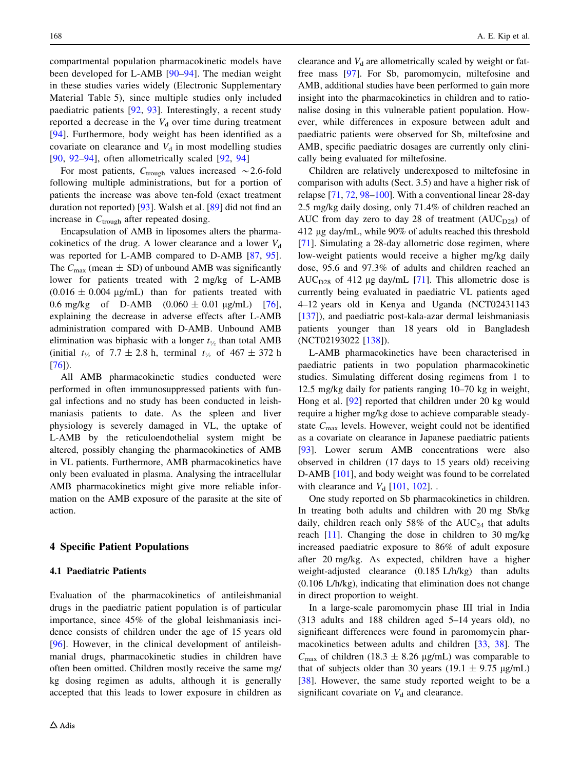compartmental population pharmacokinetic models have been developed for L-AMB [90–94]. The median weight in these studies varies widely (Electronic Supplementary Material Table 5), since multiple studies only included paediatric patients [92, 93]. Interestingly, a recent study reported a decrease in the $V_d$ over time during treatment [94]. Furthermore, body weight has been identified as a covariate on clearance and $V_d$ in most modelling studies [90, 92–94], often allometrically scaled [92, 94]

For most patients, $C_{trough}$ values increased ~2.6-fold following multiple administrations, but for a portion of patients the increase was above ten-fold (exact treatment duration not reported) [93]. Walsh et al. [89] did not find an increase in $C_{trough}$ after repeated dosing.

Encapsulation of AMB in liposomes alters the pharmacokinetics of the drug. A lower clearance and a lower $V_d$ was reported for L-AMB compared to D-AMB [87, 95]. The $C_{max}$ (mean ± SD) of unbound AMB was significantly lower for patients treated with 2 mg/kg of L-AMB (0.016 ± 0.004 µg/mL) than for patients treated with 0.6 mg/kg of D-AMB (0.060 ± 0.01 µg/mL) [76], explaining the decrease in adverse effects after L-AMB administration compared with D-AMB. Unbound AMB elimination was biphasic with a longer $t_{½}$ than total AMB (initial $t_{½}$ of 7.7 ± 2.8 h, terminal $t_{½}$ of 467 ± 372 h [76]).

All AMB pharmacokinetic studies conducted were performed in often immunosuppressed patients with fungal infections and no study has been conducted in leishmaniasis patients to date. As the spleen and liver physiology is severely damaged in VL, the uptake of L-AMB by the reticuloendothelial system might be altered, possibly changing the pharmacokinetics of AMB in VL patients. Furthermore, AMB pharmacokinetics have only been evaluated in plasma. Analysing the intracellular AMB pharmacokinetics might give more reliable information on the AMB exposure of the parasite at the site of action.

## 4 Specific Patient Populations

### 4.1 Paediatric Patients

Evaluation of the pharmacokinetics of antileishmanial drugs in the paediatric patient population is of particular importance, since 45% of the global leishmaniasis incidence consists of children under the age of 15 years old [96]. However, in the clinical development of antileishmanial drugs, pharmacokinetic studies in children have often been omitted. Children mostly receive the same mg/kg dosing regimen as adults, although it is generally accepted that this leads to lower exposure in children as clearance and $V_d$ are allometrically scaled by weight or fat-free mass [97]. For Sb, paromomycin, miltefosine and AMB, additional studies have been performed to gain more insight into the pharmacokinetics in children and to rationalise dosing in this vulnerable patient population. However, while differences in exposure between adult and paediatric patients were observed for Sb, miltefosine and AMB, specific paediatric dosages are currently only clinically being evaluated for miltefosine.

Children are relatively underexposed to miltefosine in comparison with adults (Sect. 3.5) and have a higher risk of relapse [71, 72, 98–100]. With a conventional linear 28-day 2.5 mg/kg daily dosing, only 71.4% of children reached an AUC from day zero to day 28 of treatment ($AUC_{D28}$) of 412 µg day/mL, while 90% of adults reached this threshold [71]. Simulating a 28-day allometric dose regimen, where low-weight patients would receive a higher mg/kg daily dose, 95.6 and 97.3% of adults and children reached an $AUC_{D28}$ of 412 µg day/mL [71]. This allometric dose is currently being evaluated in paediatric VL patients aged 4–12 years old in Kenya and Uganda (NCT02431143 [137]), and paediatric post-kala-azar dermal leishmaniasis patients younger than 18 years old in Bangladesh (NCT02193022 [138]).

L-AMB pharmacokinetics have been characterised in paediatric patients in two population pharmacokinetic studies. Simulating different dosing regimens from 1 to 12.5 mg/kg daily for patients ranging 10–70 kg in weight, Hong et al. [92] reported that children under 20 kg would require a higher mg/kg dose to achieve comparable steady-state $C_{max}$ levels. However, weight could not be identified as a covariate on clearance in Japanese paediatric patients [93]. Lower serum AMB concentrations were also observed in children (17 days to 15 years old) receiving D-AMB [101], and body weight was found to be correlated with clearance and $V_d$ [101, 102]. .

One study reported on Sb pharmacokinetics in children. In treating both adults and children with 20 mg Sb/kg daily, children reach only 58% of the $AUC_{24}$ that adults reach [11]. Changing the dose in children to 30 mg/kg increased paediatric exposure to 86% of adult exposure after 20 mg/kg. As expected, children have a higher weight-adjusted clearance (0.185 L/h/kg) than adults (0.106 L/h/kg), indicating that elimination does not change in direct proportion to weight.

In a large-scale paromomycin phase III trial in India (313 adults and 188 children aged 5–14 years old), no significant differences were found in paromomycin pharmacokinetics between adults and children [33, 38]. The $C_{max}$ of children (18.3 ± 8.26 µg/mL) was comparable to that of subjects older than 30 years (19.1 ± 9.75 µg/mL) [38]. However, the same study reported weight to be a significant covariate on $V_d$ and clearance.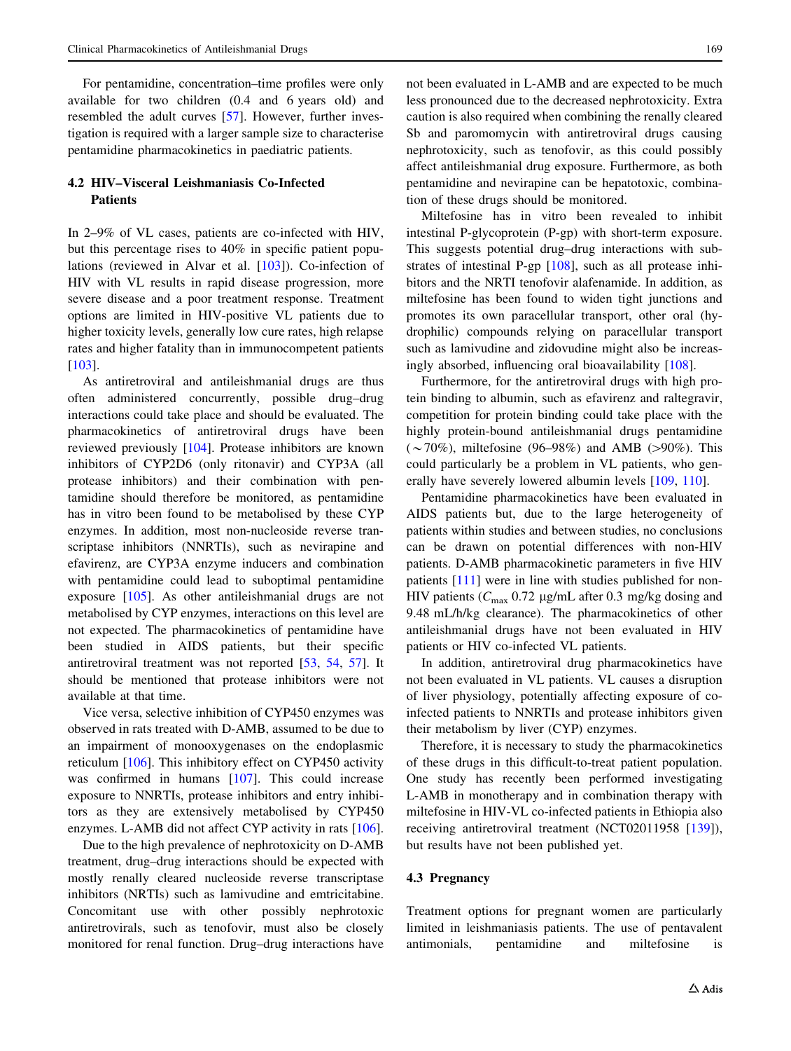For pentamidine, concentration–time profiles were only available for two children (0.4 and 6 years old) and resembled the adult curves [57]. However, further investigation is required with a larger sample size to characterise pentamidine pharmacokinetics in paediatric patients.

### 4.2 HIV–Visceral Leishmaniasis Co-Infected Patients

In 2–9% of VL cases, patients are co-infected with HIV, but this percentage rises to 40% in specific patient populations (reviewed in Alvar et al. [103]). Co-infection of HIV with VL results in rapid disease progression, more severe disease and a poor treatment response. Treatment options are limited in HIV-positive VL patients due to higher toxicity levels, generally low cure rates, high relapse rates and higher fatality than in immunocompetent patients [103].

As antiretroviral and antileishmanial drugs are thus often administered concurrently, possible drug–drug interactions could take place and should be evaluated. The pharmacokinetics of antiretroviral drugs have been reviewed previously [104]. Protease inhibitors are known inhibitors of CYP2D6 (only ritonavir) and CYP3A (all protease inhibitors) and their combination with pentamidine should therefore be monitored, as pentamidine has in vitro been found to be metabolised by these CYP enzymes. In addition, most non-nucleoside reverse transcriptase inhibitors (NNRTIs), such as nevirapine and efavirenz, are CYP3A enzyme inducers and combination with pentamidine could lead to suboptimal pentamidine exposure [105]. As other antileishmanial drugs are not metabolised by CYP enzymes, interactions on this level are not expected. The pharmacokinetics of pentamidine have been studied in AIDS patients, but their specific antiretroviral treatment was not reported [53, 54, 57]. It should be mentioned that protease inhibitors were not available at that time.

Vice versa, selective inhibition of CYP450 enzymes was observed in rats treated with D-AMB, assumed to be due to an impairment of monooxygenases on the endoplasmic reticulum [106]. This inhibitory effect on CYP450 activity was confirmed in humans [107]. This could increase exposure to NNRTIs, protease inhibitors and entry inhibitors as they are extensively metabolised by CYP450 enzymes. L-AMB did not affect CYP activity in rats [106].

Due to the high prevalence of nephrotoxicity on D-AMB treatment, drug–drug interactions should be expected with mostly renally cleared nucleoside reverse transcriptase inhibitors (NRTIs) such as lamivudine and emtricitabine. Concomitant use with other possibly nephrotoxic antiretrovirals, such as tenofovir, must also be closely monitored for renal function. Drug–drug interactions have not been evaluated in L-AMB and are expected to be much less pronounced due to the decreased nephrotoxicity. Extra caution is also required when combining the renally cleared Sb and paromomycin with antiretroviral drugs causing nephrotoxicity, such as tenofovir, as this could possibly affect antileishmanial drug exposure. Furthermore, as both pentamidine and nevirapine can be hepatotoxic, combination of these drugs should be monitored.

Miltefosine has in vitro been revealed to inhibit intestinal P-glycoprotein (P-gp) with short-term exposure. This suggests potential drug–drug interactions with substrates of intestinal P-gp [108], such as all protease inhibitors and the NRTI tenofovir alafenamide. In addition, as miltefosine has been found to widen tight junctions and promotes its own paracellular transport, other oral (hydrophilic) compounds relying on paracellular transport such as lamivudine and zidovudine might also be increasingly absorbed, influencing oral bioavailability [108].

Furthermore, for the antiretroviral drugs with high protein binding to albumin, such as efavirenz and raltegravir, competition for protein binding could take place with the highly protein-bound antileishmanial drugs pentamidine (~70%), miltefosine (96–98%) and AMB (>90%). This could particularly be a problem in VL patients, who generally have severely lowered albumin levels [109, 110].

Pentamidine pharmacokinetics have been evaluated in AIDS patients but, due to the large heterogeneity of patients within studies and between studies, no conclusions can be drawn on potential differences with non-HIV patients. D-AMB pharmacokinetic parameters in five HIV patients [111] were in line with studies published for non-HIV patients ($C_{max}$ 0.72 µg/mL after 0.3 mg/kg dosing and 9.48 mL/h/kg clearance). The pharmacokinetics of other antileishmanial drugs have not been evaluated in HIV patients or HIV co-infected VL patients.

In addition, antiretroviral drug pharmacokinetics have not been evaluated in VL patients. VL causes a disruption of liver physiology, potentially affecting exposure of co-infected patients to NNRTIs and protease inhibitors given their metabolism by liver (CYP) enzymes.

Therefore, it is necessary to study the pharmacokinetics of these drugs in this difficult-to-treat patient population. One study has recently been performed investigating L-AMB in monotherapy and in combination therapy with miltefosine in HIV-VL co-infected patients in Ethiopia also receiving antiretroviral treatment (NCT02011958 [139]), but results have not been published yet.

### 4.3 Pregnancy

Treatment options for pregnant women are particularly limited in leishmaniasis patients. The use of pentavalent antimonials, pentamidine and miltefosine is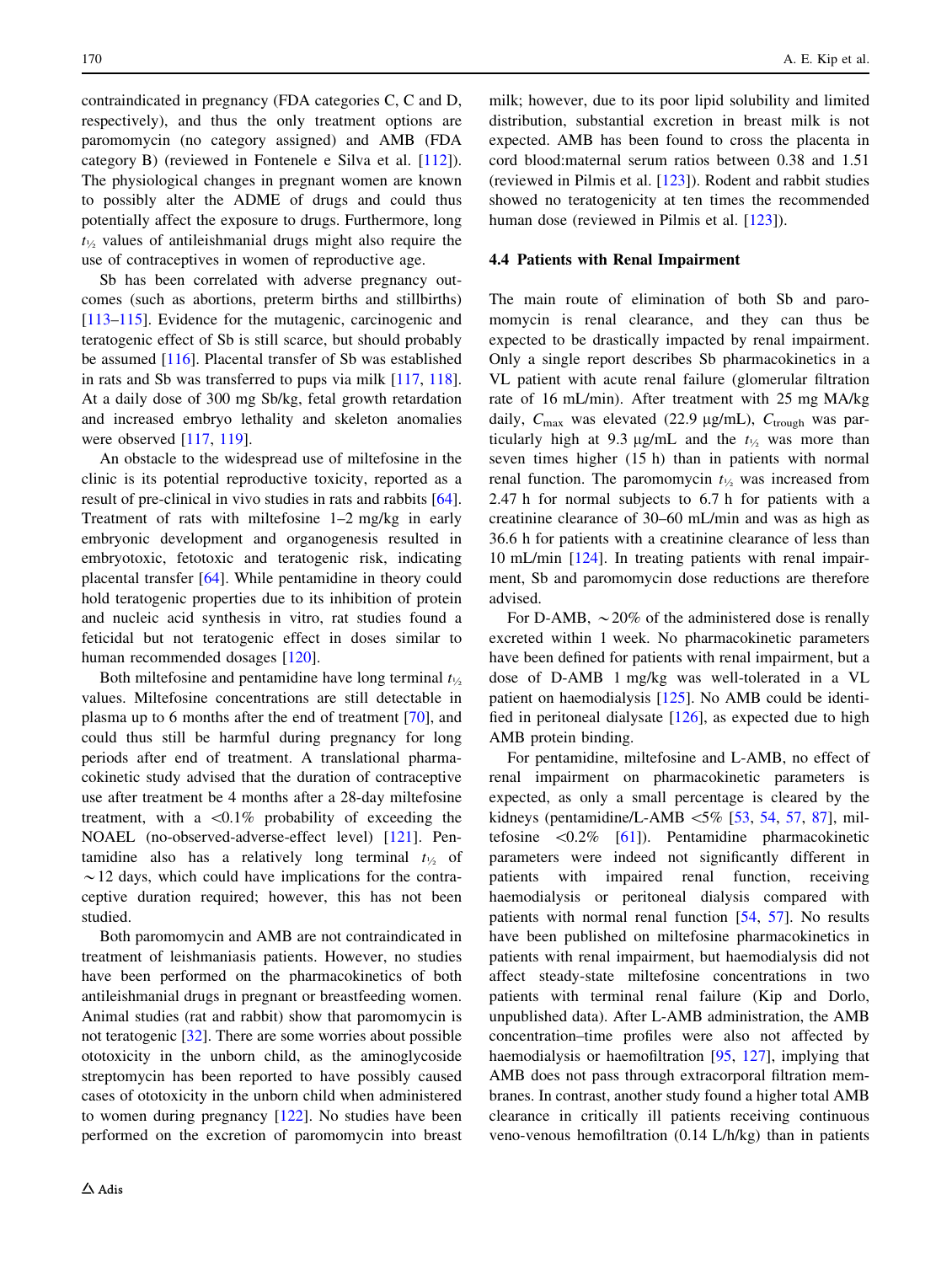contraindicated in pregnancy (FDA categories C, C and D, respectively), and thus the only treatment options are paromomycin (no category assigned) and AMB (FDA category B) (reviewed in Fontenele e Silva et al. [112]). The physiological changes in pregnant women are known to possibly alter the ADME of drugs and could thus potentially affect the exposure to drugs. Furthermore, long $t_{½}$ values of antileishmanial drugs might also require the use of contraceptives in women of reproductive age.

Sb has been correlated with adverse pregnancy outcomes (such as abortions, preterm births and stillbirths) [113–115]. Evidence for the mutagenic, carcinogenic and teratogenic effect of Sb is still scarce, but should probably be assumed [116]. Placental transfer of Sb was established in rats and Sb was transferred to pups via milk [117, 118]. At a daily dose of 300 mg Sb/kg, fetal growth retardation and increased embryo lethality and skeleton anomalies were observed [117, 119].

An obstacle to the widespread use of miltefosine in the clinic is its potential reproductive toxicity, reported as a result of pre-clinical in vivo studies in rats and rabbits [64]. Treatment of rats with miltefosine 1–2 mg/kg in early embryonic development and organogenesis resulted in embryotoxic, fetotoxic and teratogenic risk, indicating placental transfer [64]. While pentamidine in theory could hold teratogenic properties due to its inhibition of protein and nucleic acid synthesis in vitro, rat studies found a feticidal but not teratogenic effect in doses similar to human recommended dosages [120].

Both miltefosine and pentamidine have long terminal $t_{½}$ values. Miltefosine concentrations are still detectable in plasma up to 6 months after the end of treatment [70], and could thus still be harmful during pregnancy for long periods after end of treatment. A translational pharmacokinetic study advised that the duration of contraceptive use after treatment be 4 months after a 28-day miltefosine treatment, with a <0.1% probability of exceeding the NOAEL (no-observed-adverse-effect level) [121]. Pentamidine also has a relatively long terminal $t_{½}$ of ~12 days, which could have implications for the contraceptive duration required; however, this has not been studied.

Both paromomycin and AMB are not contraindicated in treatment of leishmaniasis patients. However, no studies have been performed on the pharmacokinetics of both antileishmanial drugs in pregnant or breastfeeding women. Animal studies (rat and rabbit) show that paromomycin is not teratogenic [32]. There are some worries about possible ototoxicity in the unborn child, as the aminoglycoside streptomycin has been reported to have possibly caused cases of ototoxicity in the unborn child when administered to women during pregnancy [122]. No studies have been performed on the excretion of paromomycin into breast milk; however, due to its poor lipid solubility and limited distribution, substantial excretion in breast milk is not expected. AMB has been found to cross the placenta in cord blood:maternal serum ratios between 0.38 and 1.51 (reviewed in Pilmis et al. [123]). Rodent and rabbit studies showed no teratogenicity at ten times the recommended human dose (reviewed in Pilmis et al. [123]).

### 4.4 Patients with Renal Impairment

The main route of elimination of both Sb and paromomycin is renal clearance, and they can thus be expected to be drastically impacted by renal impairment. Only a single report describes Sb pharmacokinetics in a VL patient with acute renal failure (glomerular filtration rate of 16 mL/min). After treatment with 25 mg MA/kg daily, $C_{max}$ was elevated (22.9 μg/mL), $C_{trough}$ was particularly high at 9.3 μg/mL and the $t_{½}$ was more than seven times higher (15 h) than in patients with normal renal function. The paromomycin $t_{½}$ was increased from 2.47 h for normal subjects to 6.7 h for patients with a creatinine clearance of 30–60 mL/min and was as high as 36.6 h for patients with a creatinine clearance of less than 10 mL/min [124]. In treating patients with renal impairment, Sb and paromomycin dose reductions are therefore advised.

For D-AMB, ~20% of the administered dose is renally excreted within 1 week. No pharmacokinetic parameters have been defined for patients with renal impairment, but a dose of D-AMB 1 mg/kg was well-tolerated in a VL patient on haemodialysis [125]. No AMB could be identified in peritoneal dialysate [126], as expected due to high AMB protein binding.

For pentamidine, miltefosine and L-AMB, no effect of renal impairment on pharmacokinetic parameters is expected, as only a small percentage is cleared by the kidneys (pentamidine/L-AMB <5% [53, 54, 57, 87], miltefosine <0.2% [61]). Pentamidine pharmacokinetic parameters were indeed not significantly different in patients with impaired renal function, receiving haemodialysis or peritoneal dialysis compared with patients with normal renal function [54, 57]. No results have been published on miltefosine pharmacokinetics in patients with renal impairment, but haemodialysis did not affect steady-state miltefosine concentrations in two patients with terminal renal failure (Kip and Dorlo, unpublished data). After L-AMB administration, the AMB concentration–time profiles were also not affected by haemodialysis or haemofiltration [95, 127], implying that AMB does not pass through extracorporal filtration membranes. In contrast, another study found a higher total AMB clearance in critically ill patients receiving continuous veno-venous hemofiltration (0.14 L/h/kg) than in patients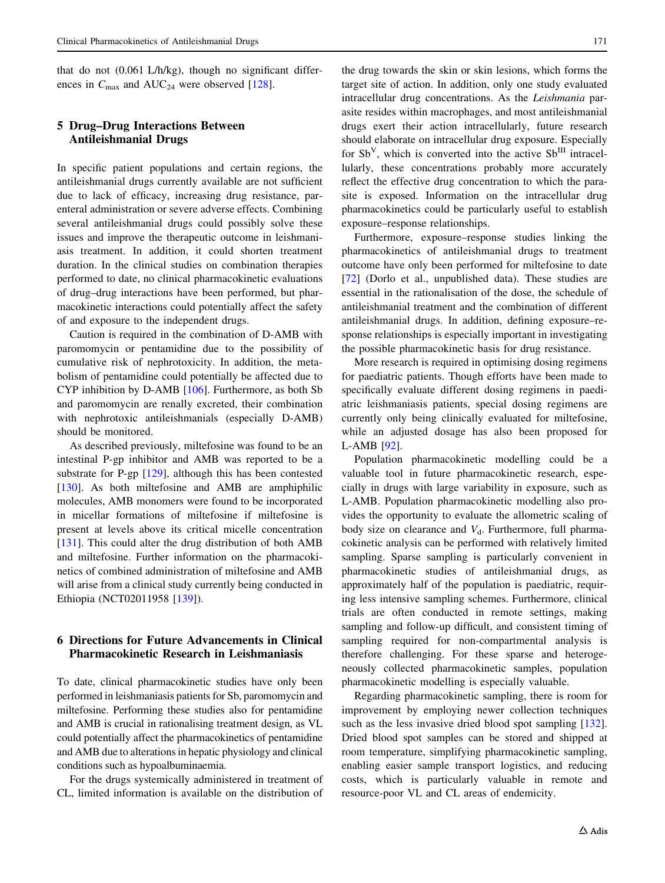that do not (0.061 L/h/kg), though no significant differences in $C_{max}$ and $AUC_{24}$ were observed [128].

## 5 Drug–Drug Interactions Between Antileishmanial Drugs

In specific patient populations and certain regions, the antileishmanial drugs currently available are not sufficient due to lack of efficacy, increasing drug resistance, parenteral administration or severe adverse effects. Combining several antileishmanial drugs could possibly solve these issues and improve the therapeutic outcome in leishmaniasis treatment. In addition, it could shorten treatment duration. In the clinical studies on combination therapies performed to date, no clinical pharmacokinetic evaluations of drug–drug interactions have been performed, but pharmacokinetic interactions could potentially affect the safety of and exposure to the independent drugs.

Caution is required in the combination of D-AMB with paromomycin or pentamidine due to the possibility of cumulative risk of nephrotoxicity. In addition, the metabolism of pentamidine could potentially be affected due to CYP inhibition by D-AMB [106]. Furthermore, as both Sb and paromomycin are renally excreted, their combination with nephrotoxic antileishmanials (especially D-AMB) should be monitored.

As described previously, miltefosine was found to be an intestinal P-gp inhibitor and AMB was reported to be a substrate for P-gp [129], although this has been contested [130]. As both miltefosine and AMB are amphiphilic molecules, AMB monomers were found to be incorporated in micellar formations of miltefosine if miltefosine is present at levels above its critical micelle concentration [131]. This could alter the drug distribution of both AMB and miltefosine. Further information on the pharmacokinetics of combined administration of miltefosine and AMB will arise from a clinical study currently being conducted in Ethiopia (NCT02011958 [139]).

## 6 Directions for Future Advancements in Clinical Pharmacokinetic Research in Leishmaniasis

To date, clinical pharmacokinetic studies have only been performed in leishmaniasis patients for Sb, paromomycin and miltefosine. Performing these studies also for pentamidine and AMB is crucial in rationalising treatment design, as VL could potentially affect the pharmacokinetics of pentamidine and AMB due to alterations in hepatic physiology and clinical conditions such as hypoalbuminaemia.

For the drugs systemically administered in treatment of CL, limited information is available on the distribution of the drug towards the skin or skin lesions, which forms the target site of action. In addition, only one study evaluated intracellular drug concentrations. As the *Leishmania* parasite resides within macrophages, and most antileishmanial drugs exert their action intracellularly, future research should elaborate on intracellular drug exposure. Especially for $Sb^{V}$, which is converted into the active $Sb^{III}$ intracellularly, these concentrations probably more accurately reflect the effective drug concentration to which the parasite is exposed. Information on the intracellular drug pharmacokinetics could be particularly useful to establish exposure–response relationships.

Furthermore, exposure–response studies linking the pharmacokinetics of antileishmanial drugs to treatment outcome have only been performed for miltefosine to date [72] (Dorlo et al., unpublished data). These studies are essential in the rationalisation of the dose, the schedule of antileishmanial treatment and the combination of different antileishmanial drugs. In addition, defining exposure–response relationships is especially important in investigating the possible pharmacokinetic basis for drug resistance.

More research is required in optimising dosing regimens for paediatric patients. Though efforts have been made to specifically evaluate different dosing regimens in paediatric leishmaniasis patients, special dosing regimens are currently only being clinically evaluated for miltefosine, while an adjusted dosage has also been proposed for L-AMB [92].

Population pharmacokinetic modelling could be a valuable tool in future pharmacokinetic research, especially in drugs with large variability in exposure, such as L-AMB. Population pharmacokinetic modelling also provides the opportunity to evaluate the allometric scaling of body size on clearance and $V_d$. Furthermore, full pharmacokinetic analysis can be performed with relatively limited sampling. Sparse sampling is particularly convenient in pharmacokinetic studies of antileishmanial drugs, as approximately half of the population is paediatric, requiring less intensive sampling schemes. Furthermore, clinical trials are often conducted in remote settings, making sampling and follow-up difficult, and consistent timing of sampling required for non-compartmental analysis is therefore challenging. For these sparse and heterogeneously collected pharmacokinetic samples, population pharmacokinetic modelling is especially valuable.

Regarding pharmacokinetic sampling, there is room for improvement by employing newer collection techniques such as the less invasive dried blood spot sampling [132]. Dried blood spot samples can be stored and shipped at room temperature, simplifying pharmacokinetic sampling, enabling easier sample transport logistics, and reducing costs, which is particularly valuable in remote and resource-poor VL and CL areas of endemicity.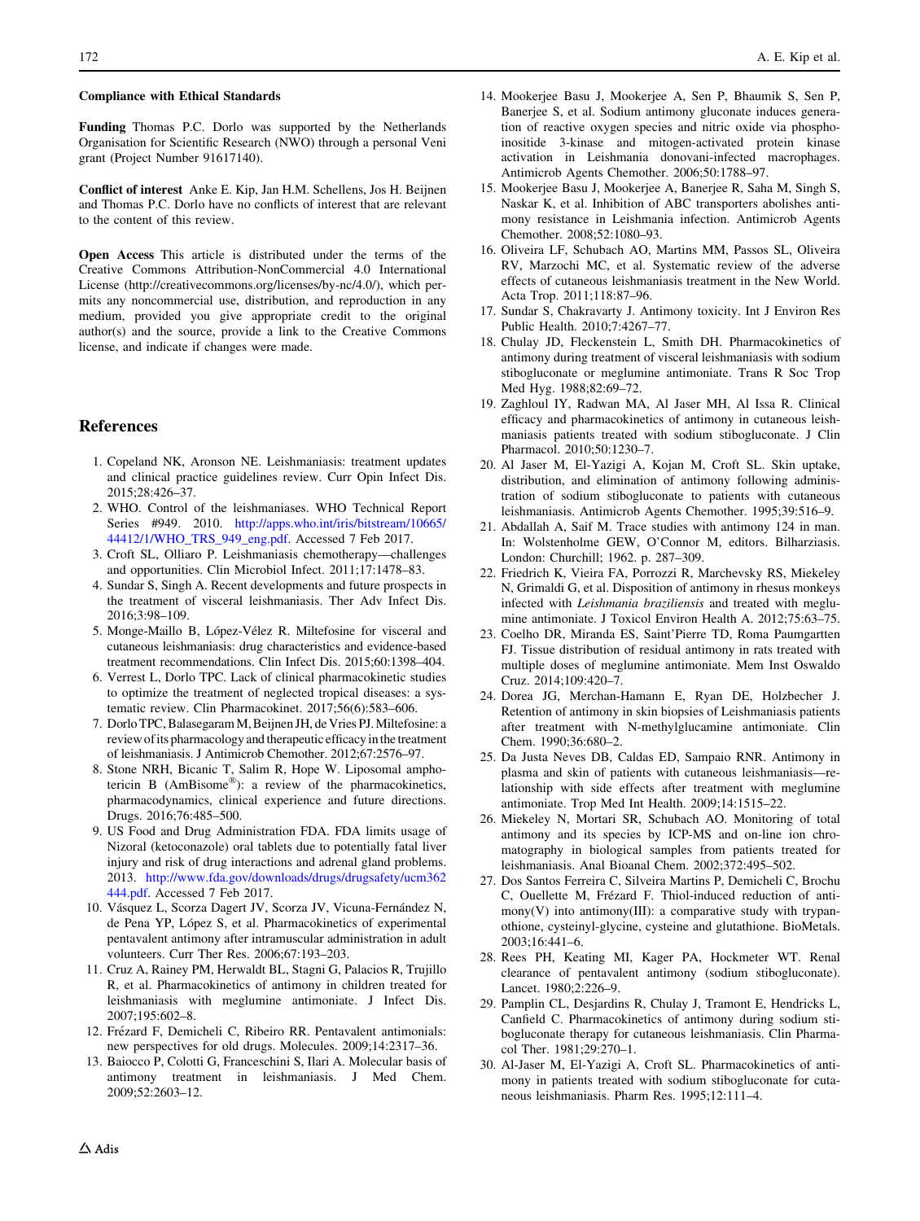**Compliance with Ethical Standards**

**Funding** Thomas P.C. Dorlo was supported by the Netherlands Organisation for Scientific Research (NWO) through a personal Veni grant (Project Number 91617140).

**Conflict of interest** Anke E. Kip, Jan H.M. Schellens, Jos H. Beijnen and Thomas P.C. Dorlo have no conflicts of interest that are relevant to the content of this review.

**Open Access** This article is distributed under the terms of the Creative Commons Attribution-NonCommercial 4.0 International License (http://creativecommons.org/licenses/by-nc/4.0/), which permits any noncommercial use, distribution, and reproduction in any medium, provided you give appropriate credit to the original author(s) and the source, provide a link to the Creative Commons license, and indicate if changes were made.

## References

1. Copeland NK, Aronson NE. Leishmaniasis: treatment updates and clinical practice guidelines review. Curr Opin Infect Dis. 2015;28:426–37.
2. WHO. Control of the leishmaniases. WHO Technical Report Series #949. 2010. http://apps.who.int/iris/bitstream/10665/44412/1/WHO_TRS_949_eng.pdf. Accessed 7 Feb 2017.
3. Croft SL, Olliaro P. Leishmaniasis chemotherapy—challenges and opportunities. Clin Microbiol Infect. 2011;17:1478–83.
4. Sundar S, Singh A. Recent developments and future prospects in the treatment of visceral leishmaniasis. Ther Adv Infect Dis. 2016;3:98–109.
5. Monge-Maillo B, López-Vélez R. Miltefosine for visceral and cutaneous leishmaniasis: drug characteristics and evidence-based treatment recommendations. Clin Infect Dis. 2015;60:1398–404.
6. Verrest L, Dorlo TPC. Lack of clinical pharmacokinetic studies to optimize the treatment of neglected tropical diseases: a systematic review. Clin Pharmacokinet. 2017;56(6):583–606.
7. Dorlo TPC, Balasegaram M, Beijnen JH, de Vries PJ. Miltefosine: a review of its pharmacology and therapeutic efficacy in the treatment of leishmaniasis. J Antimicrob Chemother. 2012;67:2576–97.
8. Stone NRH, Bicanic T, Salim R, Hope W. Liposomal amphotericin B (AmBisome®): a review of the pharmacokinetics, pharmacodynamics, clinical experience and future directions. Drugs. 2016;76:485–500.
9. US Food and Drug Administration FDA. FDA limits usage of Nizoral (ketoconazole) oral tablets due to potentially fatal liver injury and risk of drug interactions and adrenal gland problems. 2013. http://www.fda.gov/downloads/drugs/drugsafety/ucm362444.pdf. Accessed 7 Feb 2017.
10. Vásquez L, Scorza Dagert JV, Scorza JV, Vicuna-Fernández N, de Pena YP, López S, et al. Pharmacokinetics of experimental pentavalent antimony after intramuscular administration in adult volunteers. Curr Ther Res. 2006;67:193–203.
11. Cruz A, Rainey PM, Herwaldt BL, Stagni G, Palacios R, Trujillo R, et al. Pharmacokinetics of antimony in children treated for leishmaniasis with meglumine antimoniate. J Infect Dis. 2007;195:602–8.
12. Frézard F, Demicheli C, Ribeiro RR. Pentavalent antimonials: new perspectives for old drugs. Molecules. 2009;14:2317–36.
13. Baiocco P, Colotti G, Franceschini S, Ilari A. Molecular basis of antimony treatment in leishmaniasis. J Med Chem. 2009;52:2603–12.
14. Mookerjee Basu J, Mookerjee A, Sen P, Bhaumik S, Sen P, Banerjee S, et al. Sodium antimony gluconate induces generation of reactive oxygen species and nitric oxide via phosphoinositide 3-kinase and mitogen-activated protein kinase activation in Leishmania donovani-infected macrophages. Antimicrob Agents Chemother. 2006;50:1788–97.
15. Mookerjee Basu J, Mookerjee A, Banerjee R, Saha M, Singh S, Naskar K, et al. Inhibition of ABC transporters abolishes antimony resistance in Leishmania infection. Antimicrob Agents Chemother. 2008;52:1080–93.
16. Oliveira LF, Schubach AO, Martins MM, Passos SL, Oliveira RV, Marzochi MC, et al. Systematic review of the adverse effects of cutaneous leishmaniasis treatment in the New World. Acta Trop. 2011;118:87–96.
17. Sundar S, Chakravarty J. Antimony toxicity. Int J Environ Res Public Health. 2010;7:4267–77.
18. Chulay JD, Fleckenstein L, Smith DH. Pharmacokinetics of antimony during treatment of visceral leishmaniasis with sodium stibogluconate or meglumine antimoniate. Trans R Soc Trop Med Hyg. 1988;82:69–72.
19. Zaghloul IY, Radwan MA, Al Jaser MH, Al Issa R. Clinical efficacy and pharmacokinetics of antimony in cutaneous leishmaniasis patients treated with sodium stibogluconate. J Clin Pharmacol. 2010;50:1230–7.
20. Al Jaser M, El-Yazigi A, Kojan M, Croft SL. Skin uptake, distribution, and elimination of antimony following administration of sodium stibogluconate to patients with cutaneous leishmaniasis. Antimicrob Agents Chemother. 1995;39:516–9.
21. Abdallah A, Saif M. Trace studies with antimony 124 in man. In: Wolstenholme GEW, O'Connor M, editors. Bilharziasis. London: Churchill; 1962. p. 287–309.
22. Friedrich K, Vieira FA, Porrozzi R, Marchevsky RS, Miekeley N, Grimaldi G, et al. Disposition of antimony in rhesus monkeys infected with *Leishmania braziliensis* and treated with meglumine antimoniate. J Toxicol Environ Health A. 2012;75:63–75.
23. Coelho DR, Miranda ES, Saint'Pierre TD, Roma Paumgartten FJ. Tissue distribution of residual antimony in rats treated with multiple doses of meglumine antimoniate. Mem Inst Oswaldo Cruz. 2014;109:420–7.
24. Dorea JG, Merchan-Hamann E, Ryan DE, Holzbecher J. Retention of antimony in skin biopsies of Leishmaniasis patients after treatment with N-methylglucamine antimoniate. Clin Chem. 1990;36:680–2.
25. Da Justa Neves DB, Caldas ED, Sampaio RNR. Antimony in plasma and skin of patients with cutaneous leishmaniasis—relationship with side effects after treatment with meglumine antimoniate. Trop Med Int Health. 2009;14:1515–22.
26. Miekeley N, Mortari SR, Schubach AO. Monitoring of total antimony and its species by ICP-MS and on-line ion chromatography in biological samples from patients treated for leishmaniasis. Anal Bioanal Chem. 2002;372:495–502.
27. Dos Santos Ferreira C, Silveira Martins P, Demicheli C, Brochu C, Ouellette M, Frézard F. Thiol-induced reduction of antimony(V) into antimony(III): a comparative study with trypanothione, cysteinyl-glycine, cysteine and glutathione. BioMetals. 2003;16:441–6.
28. Rees PH, Keating MI, Kager PA, Hockmeter WT. Renal clearance of pentavalent antimony (sodium stibogluconate). Lancet. 1980;2:226–9.
29. Pamplin CL, Desjardins R, Chulay J, Tramont E, Hendricks L, Canfield C. Pharmacokinetics of antimony during sodium stibogluconate therapy for cutaneous leishmaniasis. Clin Pharmacol Ther. 1981;29:270–1.
30. Al-Jaser M, El-Yazigi A, Croft SL. Pharmacokinetics of antimony in patients treated with sodium stibogluconate for cutaneous leishmaniasis. Pharm Res. 1995;12:111–4.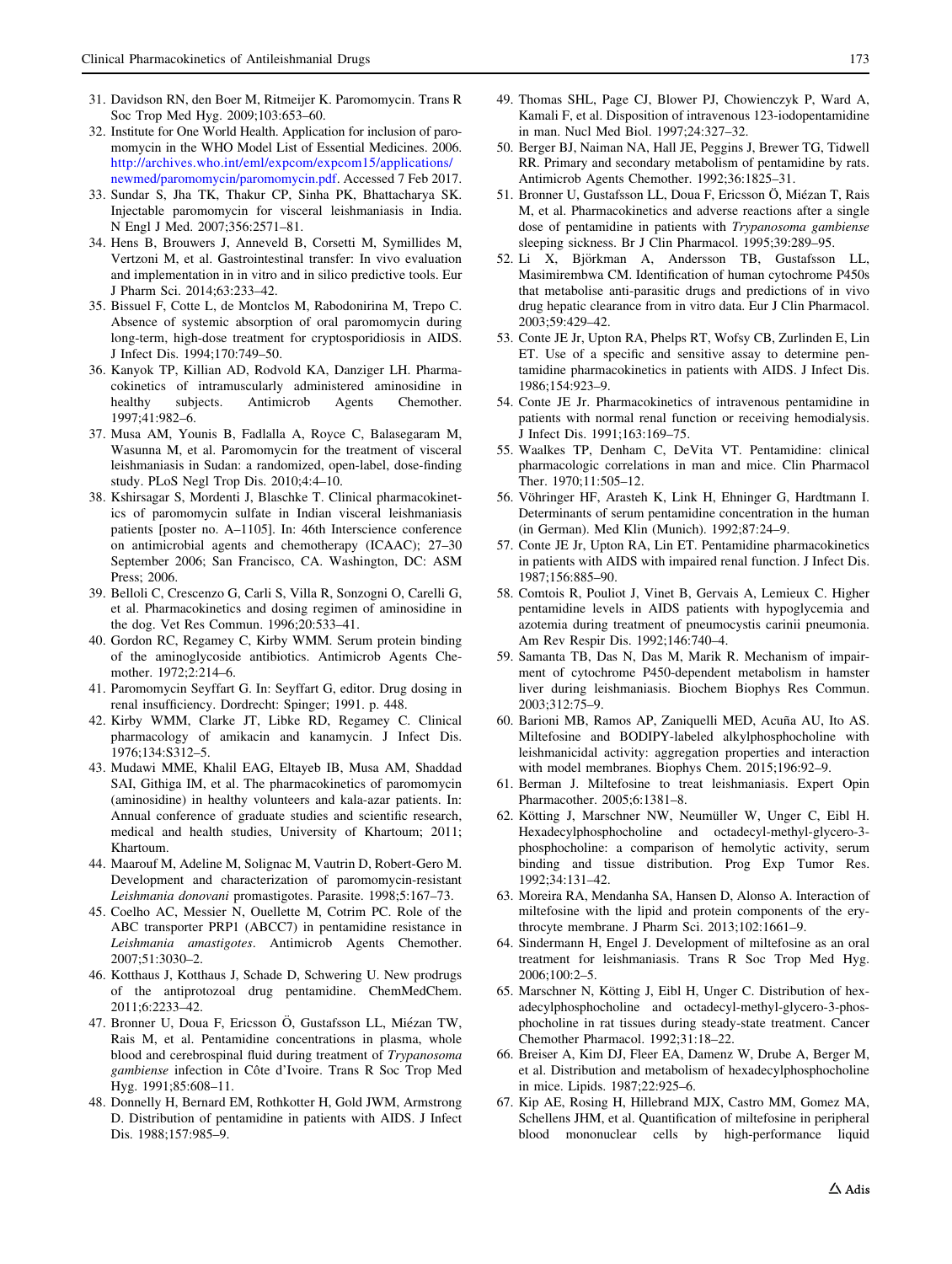31. Davidson RN, den Boer M, Ritmeijer K. Paromomycin. Trans R Soc Trop Med Hyg. 2009;103:653–60.
32. Institute for One World Health. Application for inclusion of paromomycin in the WHO Model List of Essential Medicines. 2006. http://archives.who.int/eml/expcom/expcom15/applications/newmed/paromomycin/paromomycin.pdf. Accessed 7 Feb 2017.
33. Sundar S, Jha TK, Thakur CP, Sinha PK, Bhattacharya SK. Injectable paromomycin for visceral leishmaniasis in India. N Engl J Med. 2007;356:2571–81.
34. Hens B, Brouwers J, Anneveld B, Corsetti M, Symillides M, Vertzoni M, et al. Gastrointestinal transfer: In vivo evaluation and implementation in in vitro and in silico predictive tools. Eur J Pharm Sci. 2014;63:233–42.
35. Bissuel F, Cotte L, de Montclos M, Rabodonirina M, Trepo C. Absence of systemic absorption of oral paromomycin during long-term, high-dose treatment for cryptosporidiosis in AIDS. J Infect Dis. 1994;170:749–50.
36. Kanyok TP, Killian AD, Rodvold KA, Danziger LH. Pharmacokinetics of intramuscularly administered aminosidine in healthy subjects. Antimicrob Agents Chemother. 1997;41:982–6.
37. Musa AM, Younis B, Fadlalla A, Royce C, Balasegaram M, Wasunna M, et al. Paromomycin for the treatment of visceral leishmaniasis in Sudan: a randomized, open-label, dose-finding study. PLoS Negl Trop Dis. 2010;4:4–10.
38. Kshirsagar S, Mordenti J, Blaschke T. Clinical pharmacokinetics of paromomycin sulfate in Indian visceral leishmaniasis patients [poster no. A–1105]. In: 46th Interscience conference on antimicrobial agents and chemotherapy (ICAAC); 27–30 September 2006; San Francisco, CA. Washington, DC: ASM Press; 2006.
39. Belloli C, Crescenzo G, Carli S, Villa R, Sonzogni O, Carelli G, et al. Pharmacokinetics and dosing regimen of aminosidine in the dog. Vet Res Commun. 1996;20:533–41.
40. Gordon RC, Regamey C, Kirby WMM. Serum protein binding of the aminoglycoside antibiotics. Antimicrob Agents Chemother. 1972;2:214–6.
41. Paromomycin Seyffart G. In: Seyffart G, editor. Drug dosing in renal insufficiency. Dordrecht: Spinger; 1991. p. 448.
42. Kirby WMM, Clarke JT, Libke RD, Regamey C. Clinical pharmacology of amikacin and kanamycin. J Infect Dis. 1976;134:S312–5.
43. Mudawi MME, Khalil EAG, Eltayeb IB, Musa AM, Shaddad SAI, Githiga IM, et al. The pharmacokinetics of paromomycin (aminosidine) in healthy volunteers and kala-azar patients. In: Annual conference of graduate studies and scientific research, medical and health studies, University of Khartoum; 2011; Khartoum.
44. Maarouf M, Adeline M, Solignac M, Vautrin D, Robert-Gero M. Development and characterization of paromomycin-resistant *Leishmania donovani* promastigotes. Parasite. 1998;5:167–73.
45. Coelho AC, Messier N, Ouellette M, Cotrim PC. Role of the ABC transporter PRP1 (ABCC7) in pentamidine resistance in *Leishmania amastigotes*. Antimicrob Agents Chemother. 2007;51:3030–2.
46. Kotthaus J, Kotthaus J, Schade D, Schwering U. New prodrugs of the antiprotozoal drug pentamidine. ChemMedChem. 2011;6:2233–42.
47. Bronner U, Doua F, Ericsson Ö, Gustafsson LL, Miézan TW, Rais M, et al. Pentamidine concentrations in plasma, whole blood and cerebrospinal fluid during treatment of *Trypanosoma gambiense* infection in Côte d'Ivoire. Trans R Soc Trop Med Hyg. 1991;85:608–11.
48. Donnelly H, Bernard EM, Rothkotter H, Gold JWM, Armstrong D. Distribution of pentamidine in patients with AIDS. J Infect Dis. 1988;157:985–9.
49. Thomas SHL, Page CJ, Blower PJ, Chowienczyk P, Ward A, Kamali F, et al. Disposition of intravenous 123-iodopentamidine in man. Nucl Med Biol. 1997;24:327–32.
50. Berger BJ, Naiman NA, Hall JE, Peggins J, Brewer TG, Tidwell RR. Primary and secondary metabolism of pentamidine by rats. Antimicrob Agents Chemother. 1992;36:1825–31.
51. Bronner U, Gustafsson LL, Doua F, Ericsson Ö, Miézan T, Rais M, et al. Pharmacokinetics and adverse reactions after a single dose of pentamidine in patients with *Trypanosoma gambiense* sleeping sickness. Br J Clin Pharmacol. 1995;39:289–95.
52. Li X, Björkman A, Andersson TB, Gustafsson LL, Masimirembwa CM. Identification of human cytochrome P450s that metabolise anti-parasitic drugs and predictions of in vivo drug hepatic clearance from in vitro data. Eur J Clin Pharmacol. 2003;59:429–42.
53. Conte JE Jr, Upton RA, Phelps RT, Wofsy CB, Zurlinden E, Lin ET. Use of a specific and sensitive assay to determine pentamidine pharmacokinetics in patients with AIDS. J Infect Dis. 1986;154:923–9.
54. Conte JE Jr. Pharmacokinetics of intravenous pentamidine in patients with normal renal function or receiving hemodialysis. J Infect Dis. 1991;163:169–75.
55. Waalkes TP, Denham C, DeVita VT. Pentamidine: clinical pharmacologic correlations in man and mice. Clin Pharmacol Ther. 1970;11:505–12.
56. Vöhringer HF, Arasteh K, Link H, Ehninger G, Hardtmann I. Determinants of serum pentamidine concentration in the human (in German). Med Klin (Munich). 1992;87:24–9.
57. Conte JE Jr, Upton RA, Lin ET. Pentamidine pharmacokinetics in patients with AIDS with impaired renal function. J Infect Dis. 1987;156:885–90.
58. Comtois R, Pouliot J, Vinet B, Gervais A, Lemieux C. Higher pentamidine levels in AIDS patients with hypoglycemia and azotemia during treatment of pneumocystis carinii pneumonia. Am Rev Respir Dis. 1992;146:740–4.
59. Samanta TB, Das N, Das M, Marik R. Mechanism of impairment of cytochrome P450-dependent metabolism in hamster liver during leishmaniasis. Biochem Biophys Res Commun. 2003;312:75–9.
60. Barioni MB, Ramos AP, Zaniquelli MED, Acuña AU, Ito AS. Miltefosine and BODIPY-labeled alkylphosphocholine with leishmanicidal activity: aggregation properties and interaction with model membranes. Biophys Chem. 2015;196:92–9.
61. Berman J. Miltefosine to treat leishmaniasis. Expert Opin Pharmacother. 2005;6:1381–8.
62. Kötting J, Marschner NW, Neumüller W, Unger C, Eibl H. Hexadecylphosphocholine and octadecyl-methyl-glycero-3-phosphocholine: a comparison of hemolytic activity, serum binding and tissue distribution. Prog Exp Tumor Res. 1992;34:131–42.
63. Moreira RA, Mendanha SA, Hansen D, Alonso A. Interaction of miltefosine with the lipid and protein components of the erythrocyte membrane. J Pharm Sci. 2013;102:1661–9.
64. Sindermann H, Engel J. Development of miltefosine as an oral treatment for leishmaniasis. Trans R Soc Trop Med Hyg. 2006;100:2–5.
65. Marschner N, Kötting J, Eibl H, Unger C. Distribution of hexadecylphosphocholine and octadecyl-methyl-glycero-3-phosphocholine in rat tissues during steady-state treatment. Cancer Chemother Pharmacol. 1992;31:18–22.
66. Breiser A, Kim DJ, Fleer EA, Damenz W, Drube A, Berger M, et al. Distribution and metabolism of hexadecylphosphocholine in mice. Lipids. 1987;22:925–6.
67. Kip AE, Rosing H, Hillebrand MJX, Castro MM, Gomez MA, Schellens JHM, et al. Quantification of miltefosine in peripheral blood mononuclear cells by high-performance liquid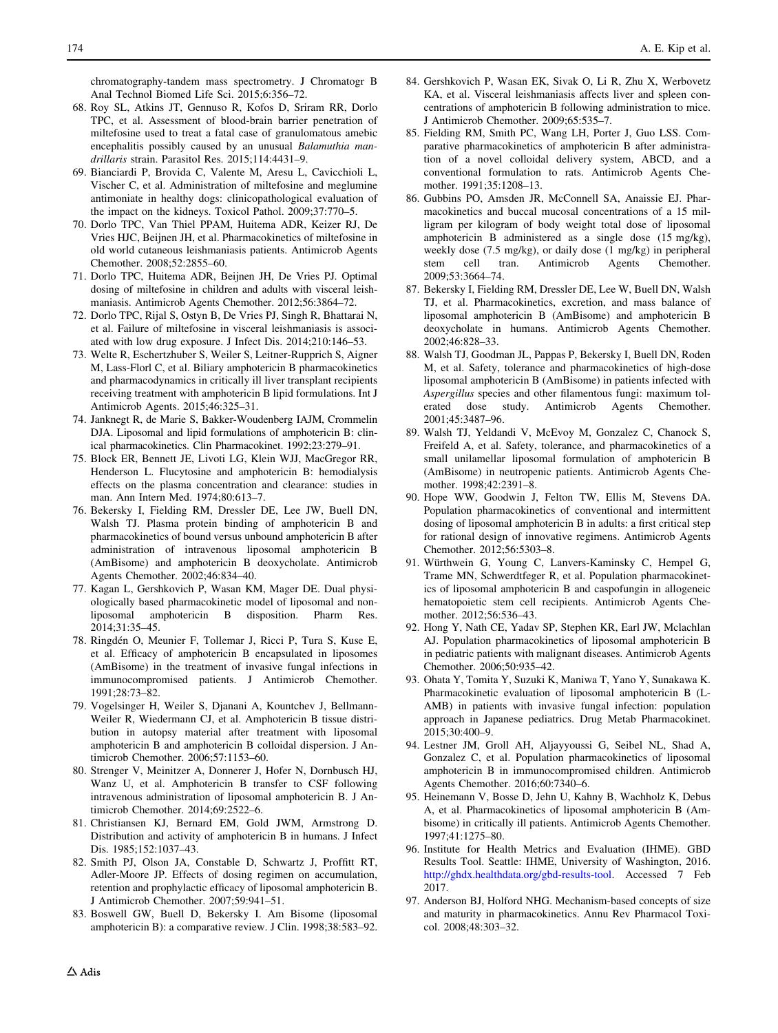chromatography-tandem mass spectrometry. J Chromatogr B Anal Technol Biomed Life Sci. 2015;6:356–72.

68. Roy SL, Atkins JT, Gennuso R, Kofos D, Sriram RR, Dorlo TPC, et al. Assessment of blood-brain barrier penetration of miltefosine used to treat a fatal case of granulomatous amebic encephalitis possibly caused by an unusual *Balamuthia mandrillaris* strain. Parasitol Res. 2015;114:4431–9.
69. Bianciardi P, Brovida C, Valente M, Aresu L, Cavicchioli L, Vischer C, et al. Administration of miltefosine and meglumine antimoniate in healthy dogs: clinicopathological evaluation of the impact on the kidneys. Toxicol Pathol. 2009;37:770–5.
70. Dorlo TPC, Van Thiel PPAM, Huitema ADR, Keizer RJ, De Vries HJC, Beijnen JH, et al. Pharmacokinetics of miltefosine in old world cutaneous leishmaniasis patients. Antimicrob Agents Chemother. 2008;52:2855–60.
71. Dorlo TPC, Huitema ADR, Beijnen JH, De Vries PJ. Optimal dosing of miltefosine in children and adults with visceral leishmaniasis. Antimicrob Agents Chemother. 2012;56:3864–72.
72. Dorlo TPC, Rijal S, Ostyn B, De Vries PJ, Singh R, Bhattarai N, et al. Failure of miltefosine in visceral leishmaniasis is associated with low drug exposure. J Infect Dis. 2014;210:146–53.
73. Welte R, Eschertzhuber S, Weiler S, Leitner-Rupprich S, Aigner M, Lass-Florl C, et al. Biliary amphotericin B pharmacokinetics and pharmacodynamics in critically ill liver transplant recipients receiving treatment with amphotericin B lipid formulations. Int J Antimicrob Agents. 2015;46:325–31.
74. Janknegt R, de Marie S, Bakker-Woudenberg IAJM, Crommelin DJA. Liposomal and lipid formulations of amphotericin B: clinical pharmacokinetics. Clin Pharmacokinet. 1992;23:279–91.
75. Block ER, Bennett JE, Livoti LG, Klein WJJ, MacGregor RR, Henderson L. Flucytosine and amphotericin B: hemodialysis effects on the plasma concentration and clearance: studies in man. Ann Intern Med. 1974;80:613–7.
76. Bekersky I, Fielding RM, Dressler DE, Lee JW, Buell DN, Walsh TJ. Plasma protein binding of amphotericin B and pharmacokinetics of bound versus unbound amphotericin B after administration of intravenous liposomal amphotericin B (AmBisome) and amphotericin B deoxycholate. Antimicrob Agents Chemother. 2002;46:834–40.
77. Kagan L, Gershkovich P, Wasan KM, Mager DE. Dual physiologically based pharmacokinetic model of liposomal and nonliposomal amphotericin B disposition. Pharm Res. 2014;31:35–45.
78. Ringdén O, Meunier F, Tollemar J, Ricci P, Tura S, Kuse E, et al. Efficacy of amphotericin B encapsulated in liposomes (AmBisome) in the treatment of invasive fungal infections in immunocompromised patients. J Antimicrob Chemother. 1991;28:73–82.
79. Vogelsinger H, Weiler S, Djanani A, Kountchev J, Bellmann-Weiler R, Wiedermann CJ, et al. Amphotericin B tissue distribution in autopsy material after treatment with liposomal amphotericin B and amphotericin B colloidal dispersion. J Antimicrob Chemother. 2006;57:1153–60.
80. Strenger V, Meinitzer A, Donnerer J, Hofer N, Dornbusch HJ, Wanz U, et al. Amphotericin B transfer to CSF following intravenous administration of liposomal amphotericin B. J Antimicrob Chemother. 2014;69:2522–6.
81. Christiansen KJ, Bernard EM, Gold JWM, Armstrong D. Distribution and activity of amphotericin B in humans. J Infect Dis. 1985;152:1037–43.
82. Smith PJ, Olson JA, Constable D, Schwartz J, Proffitt RT, Adler-Moore JP. Effects of dosing regimen on accumulation, retention and prophylactic efficacy of liposomal amphotericin B. J Antimicrob Chemother. 2007;59:941–51.
83. Boswell GW, Buell D, Bekersky I. Am Bisome (liposomal amphotericin B): a comparative review. J Clin. 1998;38:583–92.
84. Gershkovich P, Wasan EK, Sivak O, Li R, Zhu X, Werbovetz KA, et al. Visceral leishmaniasis affects liver and spleen concentrations of amphotericin B following administration to mice. J Antimicrob Chemother. 2009;65:535–7.
85. Fielding RM, Smith PC, Wang LH, Porter J, Guo LSS. Comparative pharmacokinetics of amphotericin B after administration of a novel colloidal delivery system, ABCD, and a conventional formulation to rats. Antimicrob Agents Chemother. 1991;35:1208–13.
86. Gubbins PO, Amsden JR, McConnell SA, Anaissie EJ. Pharmacokinetics and buccal mucosal concentrations of a 15 milligram per kilogram of body weight total dose of liposomal amphotericin B administered as a single dose (15 mg/kg), weekly dose (7.5 mg/kg), or daily dose (1 mg/kg) in peripheral stem cell tran. Antimicrob Agents Chemother. 2009;53:3664–74.
87. Bekersky I, Fielding RM, Dressler DE, Lee W, Buell DN, Walsh TJ, et al. Pharmacokinetics, excretion, and mass balance of liposomal amphotericin B (AmBisome) and amphotericin B deoxycholate in humans. Antimicrob Agents Chemother. 2002;46:828–33.
88. Walsh TJ, Goodman JL, Pappas P, Bekersky I, Buell DN, Roden M, et al. Safety, tolerance and pharmacokinetics of high-dose liposomal amphotericin B (AmBisome) in patients infected with *Aspergillus* species and other filamentous fungi: maximum tolerated dose study. Antimicrob Agents Chemother. 2001;45:3487–96.
89. Walsh TJ, Yeldandi V, McEvoy M, Gonzalez C, Chanock S, Freifeld A, et al. Safety, tolerance, and pharmacokinetics of a small unilamellar liposomal formulation of amphotericin B (AmBisome) in neutropenic patients. Antimicrob Agents Chemother. 1998;42:2391–8.
90. Hope WW, Goodwin J, Felton TW, Ellis M, Stevens DA. Population pharmacokinetics of conventional and intermittent dosing of liposomal amphotericin B in adults: a first critical step for rational design of innovative regimens. Antimicrob Agents Chemother. 2012;56:5303–8.
91. Würthwein G, Young C, Lanvers-Kaminsky C, Hempel G, Trame MN, Schwerdtfeger R, et al. Population pharmacokinetics of liposomal amphotericin B and caspofungin in allogeneic hematopoietic stem cell recipients. Antimicrob Agents Chemother. 2012;56:536–43.
92. Hong Y, Nath CE, Yadav SP, Stephen KR, Earl JW, Mclachlan AJ. Population pharmacokinetics of liposomal amphotericin B in pediatric patients with malignant diseases. Antimicrob Agents Chemother. 2006;50:935–42.
93. Ohata Y, Tomita Y, Suzuki K, Maniwa T, Yano Y, Sunakawa K. Pharmacokinetic evaluation of liposomal amphotericin B (L-AMB) in patients with invasive fungal infection: population approach in Japanese pediatrics. Drug Metab Pharmacokinet. 2015;30:400–9.
94. Lestner JM, Groll AH, Aljayyoussi G, Seibel NL, Shad A, Gonzalez C, et al. Population pharmacokinetics of liposomal amphotericin B in immunocompromised children. Antimicrob Agents Chemother. 2016;60:7340–6.
95. Heinemann V, Bosse D, Jehn U, Kahny B, Wachholz K, Debus A, et al. Pharmacokinetics of liposomal amphotericin B (Ambisome) in critically ill patients. Antimicrob Agents Chemother. 1997;41:1275–80.
96. Institute for Health Metrics and Evaluation (IHME). GBD Results Tool. Seattle: IHME, University of Washington, 2016. http://ghdx.healthdata.org/gbd-results-tool. Accessed 7 Feb 2017.
97. Anderson BJ, Holford NHG. Mechanism-based concepts of size and maturity in pharmacokinetics. Annu Rev Pharmacol Toxicol. 2008;48:303–32.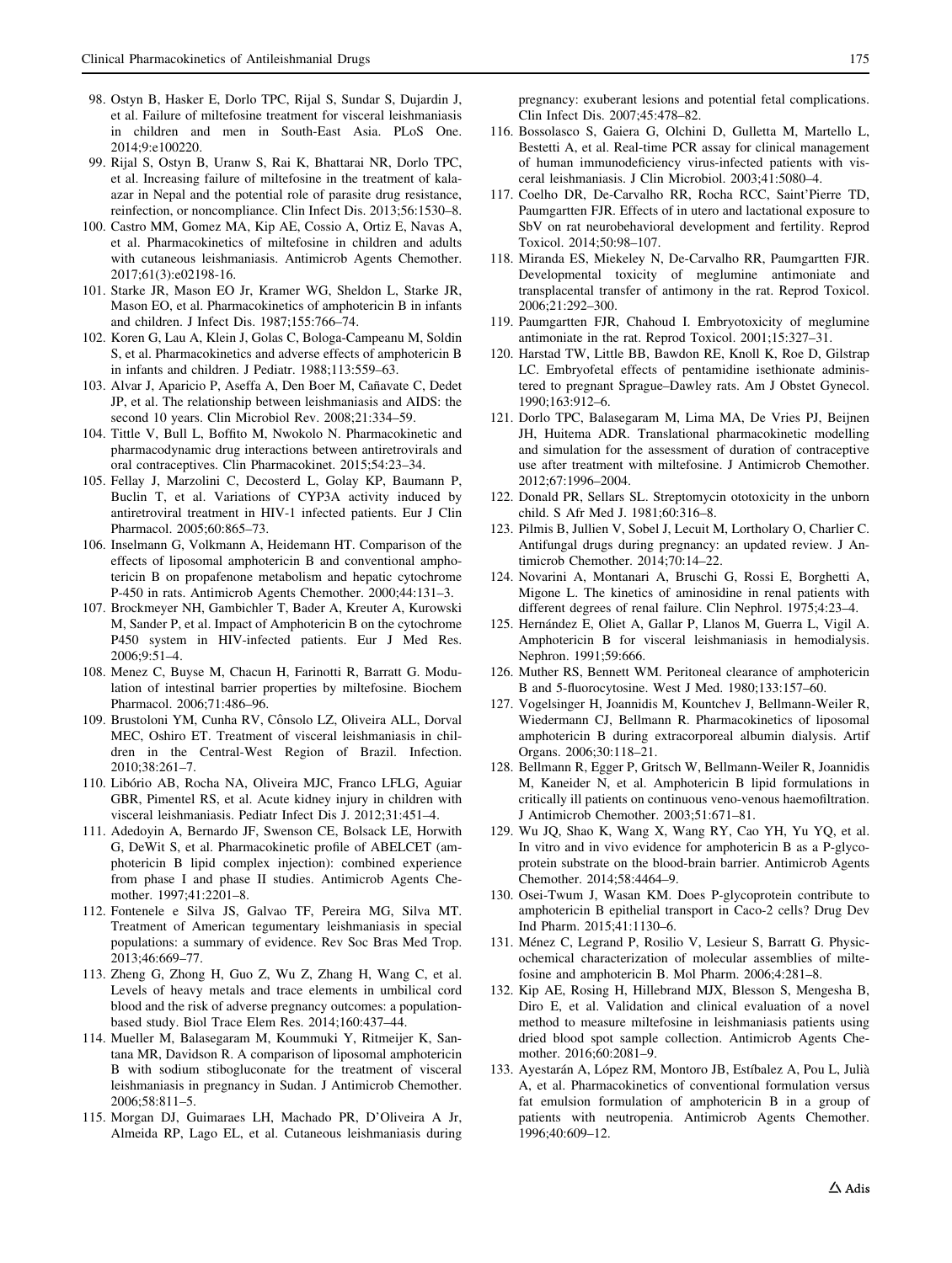98. Ostyn B, Hasker E, Dorlo TPC, Rijal S, Sundar S, Dujardin J, et al. Failure of miltefosine treatment for visceral leishmaniasis in children and men in South-East Asia. PLoS One. 2014;9:e100220.
99. Rijal S, Ostyn B, Uranw S, Rai K, Bhattarai NR, Dorlo TPC, et al. Increasing failure of miltefosine in the treatment of kala-azar in Nepal and the potential role of parasite drug resistance, reinfection, or noncompliance. Clin Infect Dis. 2013;56:1530–8.
100. Castro MM, Gomez MA, Kip AE, Cossio A, Ortiz E, Navas A, et al. Pharmacokinetics of miltefosine in children and adults with cutaneous leishmaniasis. Antimicrob Agents Chemother. 2017;61(3):e02198-16.
101. Starke JR, Mason EO Jr, Kramer WG, Sheldon L, Starke JR, Mason EO, et al. Pharmacokinetics of amphotericin B in infants and children. J Infect Dis. 1987;155:766–74.
102. Koren G, Lau A, Klein J, Golas C, Bologa-Campeanu M, Soldin S, et al. Pharmacokinetics and adverse effects of amphotericin B in infants and children. J Pediatr. 1988;113:559–63.
103. Alvar J, Aparicio P, Aseffa A, Den Boer M, Cañavate C, Dedet JP, et al. The relationship between leishmaniasis and AIDS: the second 10 years. Clin Microbiol Rev. 2008;21:334–59.
104. Tittle V, Bull L, Boffito M, Nwokolo N. Pharmacokinetic and pharmacodynamic drug interactions between antiretrovirals and oral contraceptives. Clin Pharmacokinet. 2015;54:23–34.
105. Fellay J, Marzolini C, Decosterd L, Golay KP, Baumann P, Buclin T, et al. Variations of CYP3A activity induced by antiretroviral treatment in HIV-1 infected patients. Eur J Clin Pharmacol. 2005;60:865–73.
106. Inselmann G, Volkmann A, Heidemann HT. Comparison of the effects of liposomal amphotericin B and conventional amphotericin B on propafenone metabolism and hepatic cytochrome P-450 in rats. Antimicrob Agents Chemother. 2000;44:131–3.
107. Brockmeyer NH, Gambichler T, Bader A, Kreuter A, Kurowski M, Sander P, et al. Impact of Amphotericin B on the cytochrome P450 system in HIV-infected patients. Eur J Med Res. 2006;9:51–4.
108. Menez C, Buyse M, Chacun H, Farinotti R, Barratt G. Modulation of intestinal barrier properties by miltefosine. Biochem Pharmacol. 2006;71:486–96.
109. Brustoloni YM, Cunha RV, Cônsolo LZ, Oliveira ALL, Dorval MEC, Oshiro ET. Treatment of visceral leishmaniasis in children in the Central-West Region of Brazil. Infection. 2010;38:261–7.
110. Libório AB, Rocha NA, Oliveira MJC, Franco LFLG, Aguiar GBR, Pimentel RS, et al. Acute kidney injury in children with visceral leishmaniasis. Pediatr Infect Dis J. 2012;31:451–4.
111. Adedoyin A, Bernardo JF, Swenson CE, Bolsack LE, Horwith G, DeWit S, et al. Pharmacokinetic profile of ABELCET (amphotericin B lipid complex injection): combined experience from phase I and phase II studies. Antimicrob Agents Chemother. 1997;41:2201–8.
112. Fontenele e Silva JS, Galvao TF, Pereira MG, Silva MT. Treatment of American tegumentary leishmaniasis in special populations: a summary of evidence. Rev Soc Bras Med Trop. 2013;46:669–77.
113. Zheng G, Zhong H, Guo Z, Wu Z, Zhang H, Wang C, et al. Levels of heavy metals and trace elements in umbilical cord blood and the risk of adverse pregnancy outcomes: a population-based study. Biol Trace Elem Res. 2014;160:437–44.
114. Mueller M, Balasegaram M, Koummuki Y, Ritmeijer K, Santana MR, Davidson R. A comparison of liposomal amphotericin B with sodium stibogluconate for the treatment of visceral leishmaniasis in pregnancy in Sudan. J Antimicrob Chemother. 2006;58:811–5.
115. Morgan DJ, Guimaraes LH, Machado PR, D'Oliveira A Jr, Almeida RP, Lago EL, et al. Cutaneous leishmaniasis during pregnancy: exuberant lesions and potential fetal complications. Clin Infect Dis. 2007;45:478–82.
116. Bossolasco S, Gaiera G, Olchini D, Gulletta M, Martello L, Bestetti A, et al. Real-time PCR assay for clinical management of human immunodeficiency virus-infected patients with visceral leishmaniasis. J Clin Microbiol. 2003;41:5080–4.
117. Coelho DR, De-Carvalho RR, Rocha RCC, Saint'Pierre TD, Paumgartten FJR. Effects of in utero and lactational exposure to SbV on rat neurobehavioral development and fertility. Reprod Toxicol. 2014;50:98–107.
118. Miranda ES, Miekeley N, De-Carvalho RR, Paumgartten FJR. Developmental toxicity of meglumine antimoniate and transplacental transfer of antimony in the rat. Reprod Toxicol. 2006;21:292–300.
119. Paumgartten FJR, Chahoud I. Embryotoxicity of meglumine antimoniate in the rat. Reprod Toxicol. 2001;15:327–31.
120. Harstad TW, Little BB, Bawdon RE, Knoll K, Roe D, Gilstrap LC. Embryofetal effects of pentamidine isethionate administered to pregnant Sprague–Dawley rats. Am J Obstet Gynecol. 1990;163:912–6.
121. Dorlo TPC, Balasegaram M, Lima MA, De Vries PJ, Beijnen JH, Huitema ADR. Translational pharmacokinetic modelling and simulation for the assessment of duration of contraceptive use after treatment with miltefosine. J Antimicrob Chemother. 2012;67:1996–2004.
122. Donald PR, Sellars SL. Streptomycin ototoxicity in the unborn child. S Afr Med J. 1981;60:316–8.
123. Pilmis B, Jullien V, Sobel J, Lecuit M, Lortholary O, Charlier C. Antifungal drugs during pregnancy: an updated review. J Antimicrob Chemother. 2014;70:14–22.
124. Novarini A, Montanari A, Bruschi G, Rossi E, Borghetti A, Migone L. The kinetics of aminosidine in renal patients with different degrees of renal failure. Clin Nephrol. 1975;4:23–4.
125. Hernández E, Oliet A, Gallar P, Llanos M, Guerra L, Vigil A. Amphotericin B for visceral leishmaniasis in hemodialysis. Nephron. 1991;59:666.
126. Muther RS, Bennett WM. Peritoneal clearance of amphotericin B and 5-fluorocytosine. West J Med. 1980;133:157–60.
127. Vogelsinger H, Joannidis M, Kountchev J, Bellmann-Weiler R, Wiedermann CJ, Bellmann R. Pharmacokinetics of liposomal amphotericin B during extracorporeal albumin dialysis. Artif Organs. 2006;30:118–21.
128. Bellmann R, Egger P, Gritsch W, Bellmann-Weiler R, Joannidis M, Kaneider N, et al. Amphotericin B lipid formulations in critically ill patients on continuous veno-venous haemofiltration. J Antimicrob Chemother. 2003;51:671–81.
129. Wu JQ, Shao K, Wang X, Wang RY, Cao YH, Yu YQ, et al. In vitro and in vivo evidence for amphotericin B as a P-glycoprotein substrate on the blood-brain barrier. Antimicrob Agents Chemother. 2014;58:4464–9.
130. Osei-Twum J, Wasan KM. Does P-glycoprotein contribute to amphotericin B epithelial transport in Caco-2 cells? Drug Dev Ind Pharm. 2015;41:1130–6.
131. Ménez C, Legrand P, Rosilio V, Lesieur S, Barratt G. Physicochemical characterization of molecular assemblies of miltefosine and amphotericin B. Mol Pharm. 2006;4:281–8.
132. Kip AE, Rosing H, Hillebrand MJX, Blesson S, Mengesha B, Diro E, et al. Validation and clinical evaluation of a novel method to measure miltefosine in leishmaniasis patients using dried blood spot sample collection. Antimicrob Agents Chemother. 2016;60:2081–9.
133. Ayestarán A, López RM, Montoro JB, Estíbalez A, Pou L, Julià A, et al. Pharmacokinetics of conventional formulation versus fat emulsion formulation of amphotericin B in a group of patients with neutropenia. Antimicrob Agents Chemother. 1996;40:609–12.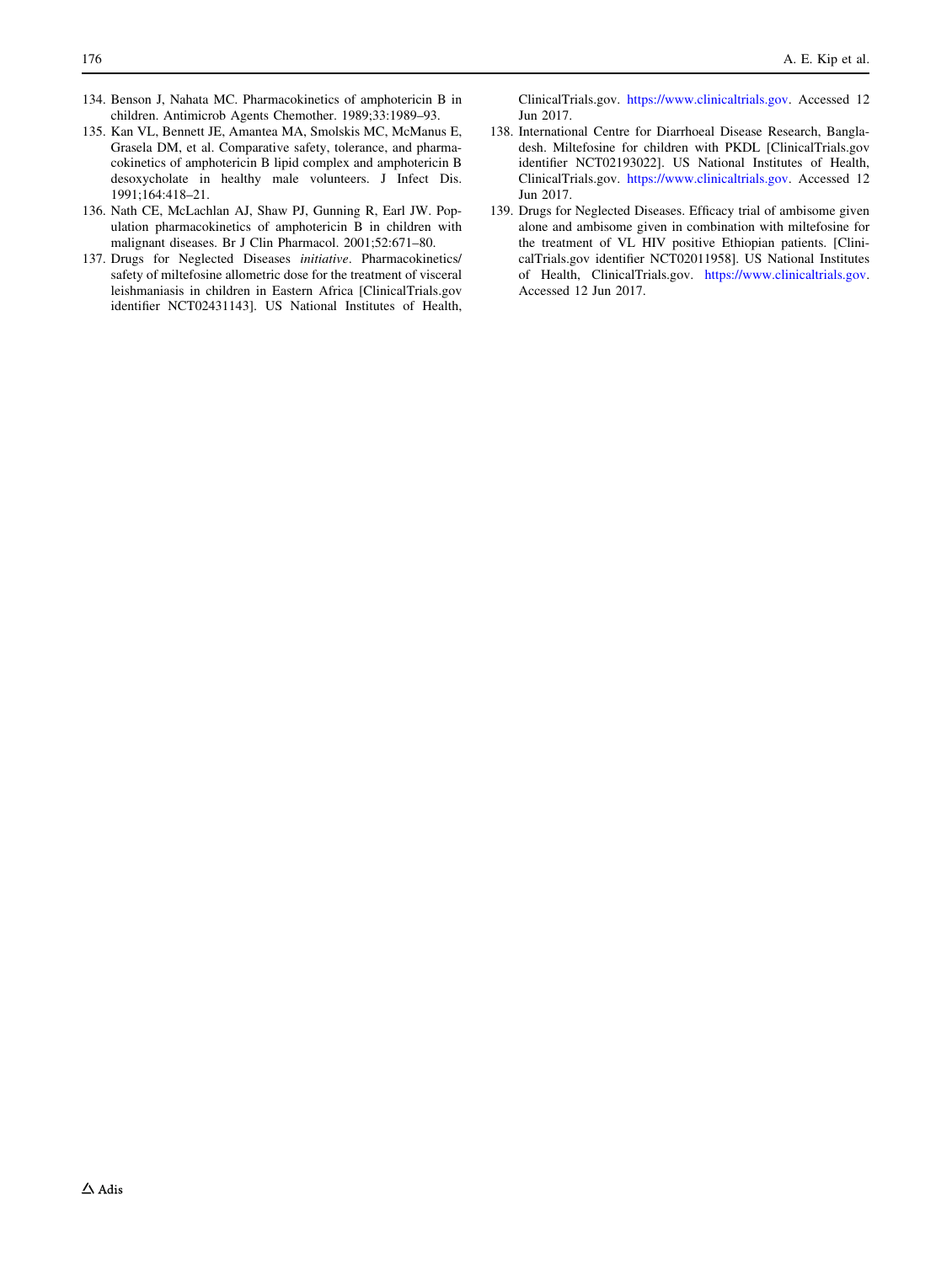134. Benson J, Nahata MC. Pharmacokinetics of amphotericin B in children. Antimicrob Agents Chemother. 1989;33:1989–93.
135. Kan VL, Bennett JE, Amantea MA, Smolskis MC, McManus E, Grasela DM, et al. Comparative safety, tolerance, and pharmacokinetics of amphotericin B lipid complex and amphotericin B desoxycholate in healthy male volunteers. J Infect Dis. 1991;164:418–21.
136. Nath CE, McLachlan AJ, Shaw PJ, Gunning R, Earl JW. Population pharmacokinetics of amphotericin B in children with malignant diseases. Br J Clin Pharmacol. 2001;52:671–80.
137. Drugs for Neglected Diseases *initiative*. Pharmacokinetics/safety of miltefosine allometric dose for the treatment of visceral leishmaniasis in children in Eastern Africa [ClinicalTrials.gov identifier NCT02431143]. US National Institutes of Health, ClinicalTrials.gov. https://www.clinicaltrials.gov. Accessed 12 Jun 2017.
138. International Centre for Diarrhoeal Disease Research, Bangladesh. Miltefosine for children with PKDL [ClinicalTrials.gov identifier NCT02193022]. US National Institutes of Health, ClinicalTrials.gov. https://www.clinicaltrials.gov. Accessed 12 Jun 2017.
139. Drugs for Neglected Diseases. Efficacy trial of ambisome given alone and ambisome given in combination with miltefosine for the treatment of VL HIV positive Ethiopian patients. [ClinicalTrials.gov identifier NCT02011958]. US National Institutes of Health, ClinicalTrials.gov. https://www.clinicaltrials.gov. Accessed 12 Jun 2017.